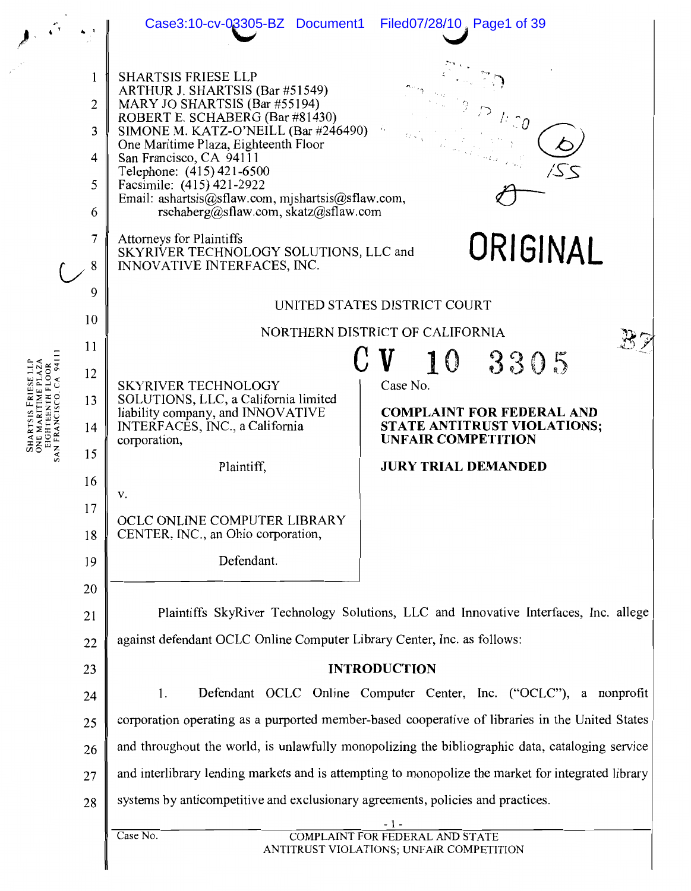SHARTSIS FRIESE LLP
ARTHUR J. SHARTSIS (Bar #51549)
MARY JO SHARTSIS (Bar #55194)
ROBERT E. SCHABERG (Bar #81430)
SIMONE M. KATZ-O'NEILL (Bar #246490)
One Maritime Plaza, Eighteenth Floor
San Francisco, CA 94111
Telephone: (415) 421-6500
Facsimile: (415) 421-2922
Email: ashartsis@sflaw.com, mjshartsis@sflaw.com, rschaberg@sflaw.com, skatz@sflaw.com

Attorneys for Plaintiffs
SKYRIVER TECHNOLOGY SOLUTIONS, LLC and INNOVATIVE INTERFACES, INC.

**ORIGINAL**

UNITED STATES DISTRICT COURT

NORTHERN DISTRICT OF CALIFORNIA

| | |
|---|---|
| SKYRIVER TECHNOLOGY SOLUTIONS, LLC, a California limited liability company, and INNOVATIVE INTERFACES, INC., a California corporation,<br><br>Plaintiff,<br><br>v.<br><br>OCLC ONLINE COMPUTER LIBRARY CENTER, INC., an Ohio corporation,<br><br>Defendant. | CV 10 3305<br>Case No.<br><br>**COMPLAINT FOR FEDERAL AND STATE ANTITRUST VIOLATIONS; UNFAIR COMPETITION**<br><br>**JURY TRIAL DEMANDED** |

Plaintiffs SkyRiver Technology Solutions, LLC and Innovative Interfaces, Inc. allege against defendant OCLC Online Computer Library Center, Inc. as follows:

## INTRODUCTION

1. Defendant OCLC Online Computer Center, Inc. ("OCLC"), a nonprofit corporation operating as a purported member-based cooperative of libraries in the United States and throughout the world, is unlawfully monopolizing the bibliographic data, cataloging service and interlibrary lending markets and is attempting to monopolize the market for integrated library systems by anticompetitive and exclusionary agreements, policies and practices.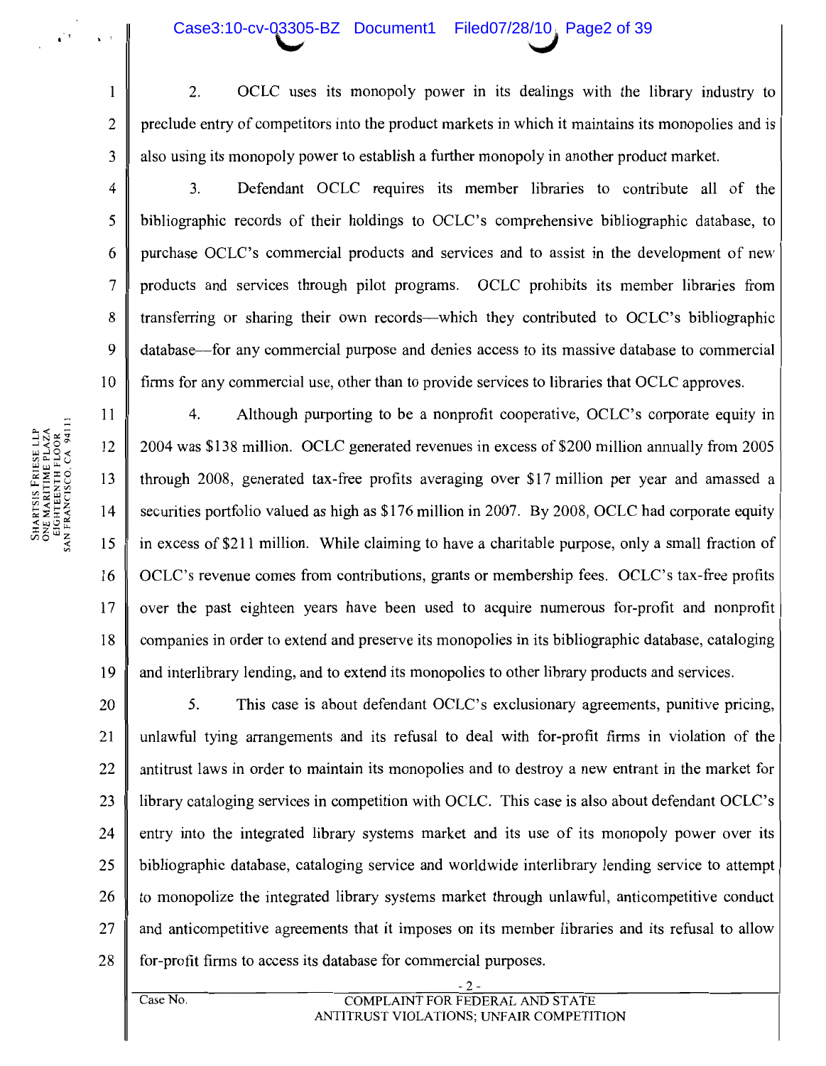2. OCLC uses its monopoly power in its dealings with the library industry to preclude entry of competitors into the product markets in which it maintains its monopolies and is also using its monopoly power to establish a further monopoly in another product market.

3. Defendant OCLC requires its member libraries to contribute all of the bibliographic records of their holdings to OCLC's comprehensive bibliographic database, to purchase OCLC's commercial products and services and to assist in the development of new products and services through pilot programs. OCLC prohibits its member libraries from transferring or sharing their own records—which they contributed to OCLC's bibliographic database—for any commercial purpose and denies access to its massive database to commercial firms for any commercial use, other than to provide services to libraries that OCLC approves.

4. Although purporting to be a nonprofit cooperative, OCLC's corporate equity in 2004 was $138 million. OCLC generated revenues in excess of $200 million annually from 2005 through 2008, generated tax-free profits averaging over $17 million per year and amassed a securities portfolio valued as high as $176 million in 2007. By 2008, OCLC had corporate equity in excess of $211 million. While claiming to have a charitable purpose, only a small fraction of OCLC's revenue comes from contributions, grants or membership fees. OCLC's tax-free profits over the past eighteen years have been used to acquire numerous for-profit and nonprofit companies in order to extend and preserve its monopolies in its bibliographic database, cataloging and interlibrary lending, and to extend its monopolies to other library products and services.

5. This case is about defendant OCLC's exclusionary agreements, punitive pricing, unlawful tying arrangements and its refusal to deal with for-profit firms in violation of the antitrust laws in order to maintain its monopolies and to destroy a new entrant in the market for library cataloging services in competition with OCLC. This case is also about defendant OCLC's entry into the integrated library systems market and its use of its monopoly power over its bibliographic database, cataloging service and worldwide interlibrary lending service to attempt to monopolize the integrated library systems market through unlawful, anticompetitive conduct and anticompetitive agreements that it imposes on its member libraries and its refusal to allow for-profit firms to access its database for commercial purposes.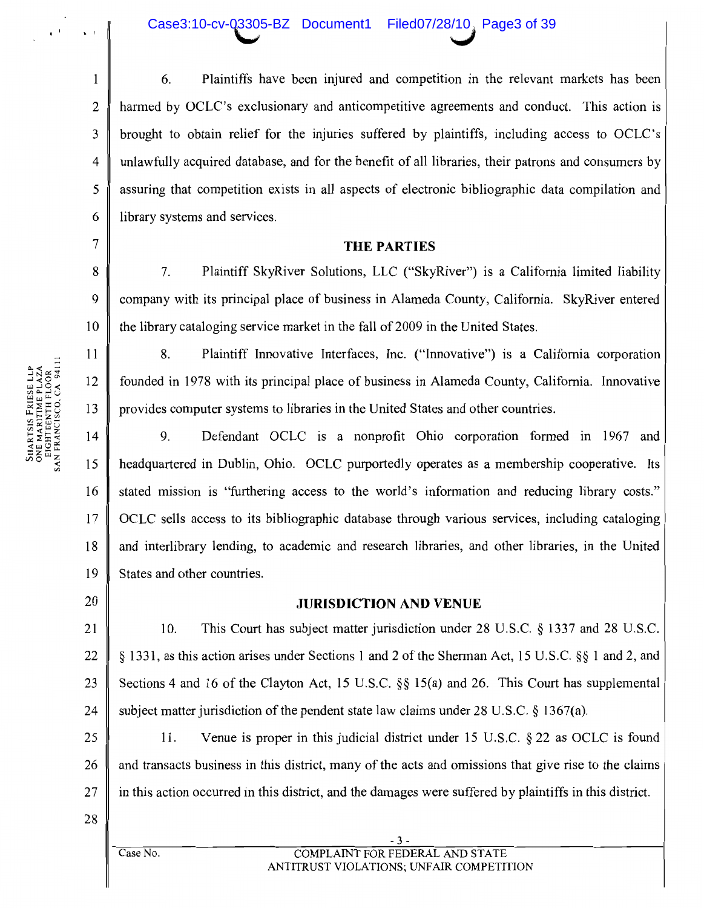6. Plaintiffs have been injured and competition in the relevant markets has been harmed by OCLC's exclusionary and anticompetitive agreements and conduct. This action is brought to obtain relief for the injuries suffered by plaintiffs, including access to OCLC's unlawfully acquired database, and for the benefit of all libraries, their patrons and consumers by assuring that competition exists in all aspects of electronic bibliographic data compilation and library systems and services.

## THE PARTIES

7. Plaintiff SkyRiver Solutions, LLC ("SkyRiver") is a California limited liability company with its principal place of business in Alameda County, California. SkyRiver entered the library cataloging service market in the fall of 2009 in the United States.

8. Plaintiff Innovative Interfaces, Inc. ("Innovative") is a California corporation founded in 1978 with its principal place of business in Alameda County, California. Innovative provides computer systems to libraries in the United States and other countries.

9. Defendant OCLC is a nonprofit Ohio corporation formed in 1967 and headquartered in Dublin, Ohio. OCLC purportedly operates as a membership cooperative. Its stated mission is "furthering access to the world's information and reducing library costs." OCLC sells access to its bibliographic database through various services, including cataloging and interlibrary lending, to academic and research libraries, and other libraries, in the United States and other countries.

## JURISDICTION AND VENUE

10. This Court has subject matter jurisdiction under 28 U.S.C. § 1337 and 28 U.S.C. § 1331, as this action arises under Sections 1 and 2 of the Sherman Act, 15 U.S.C. §§ 1 and 2, and Sections 4 and 16 of the Clayton Act, 15 U.S.C. §§ 15(a) and 26. This Court has supplemental subject matter jurisdiction of the pendent state law claims under 28 U.S.C. § 1367(a).

11. Venue is proper in this judicial district under 15 U.S.C. § 22 as OCLC is found and transacts business in this district, many of the acts and omissions that give rise to the claims in this action occurred in this district, and the damages were suffered by plaintiffs in this district.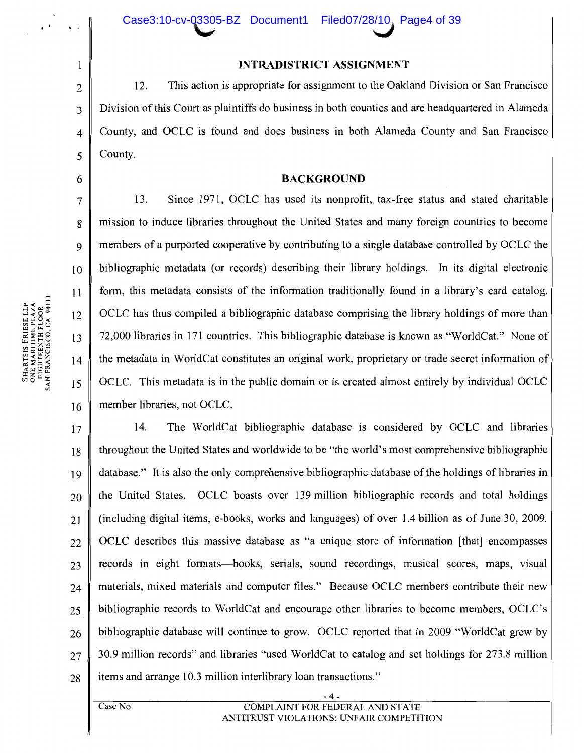## INTRADISTRICT ASSIGNMENT

12. This action is appropriate for assignment to the Oakland Division or San Francisco Division of this Court as plaintiffs do business in both counties and are headquartered in Alameda County, and OCLC is found and does business in both Alameda County and San Francisco County.

## BACKGROUND

13. Since 1971, OCLC has used its nonprofit, tax-free status and stated charitable mission to induce libraries throughout the United States and many foreign countries to become members of a purported cooperative by contributing to a single database controlled by OCLC the bibliographic metadata (or records) describing their library holdings. In its digital electronic form, this metadata consists of the information traditionally found in a library's card catalog. OCLC has thus compiled a bibliographic database comprising the library holdings of more than 72,000 libraries in 171 countries. This bibliographic database is known as "WorldCat." None of the metadata in WorldCat constitutes an original work, proprietary or trade secret information of OCLC. This metadata is in the public domain or is created almost entirely by individual OCLC member libraries, not OCLC.

14. The WorldCat bibliographic database is considered by OCLC and libraries throughout the United States and worldwide to be "the world's most comprehensive bibliographic database." It is also the only comprehensive bibliographic database of the holdings of libraries in the United States. OCLC boasts over 139 million bibliographic records and total holdings (including digital items, e-books, works and languages) of over 1.4 billion as of June 30, 2009. OCLC describes this massive database as "a unique store of information [that] encompasses records in eight formats—books, serials, sound recordings, musical scores, maps, visual materials, mixed materials and computer files." Because OCLC members contribute their new bibliographic records to WorldCat and encourage other libraries to become members, OCLC's bibliographic database will continue to grow. OCLC reported that in 2009 "WorldCat grew by 30.9 million records" and libraries "used WorldCat to catalog and set holdings for 273.8 million items and arrange 10.3 million interlibrary loan transactions."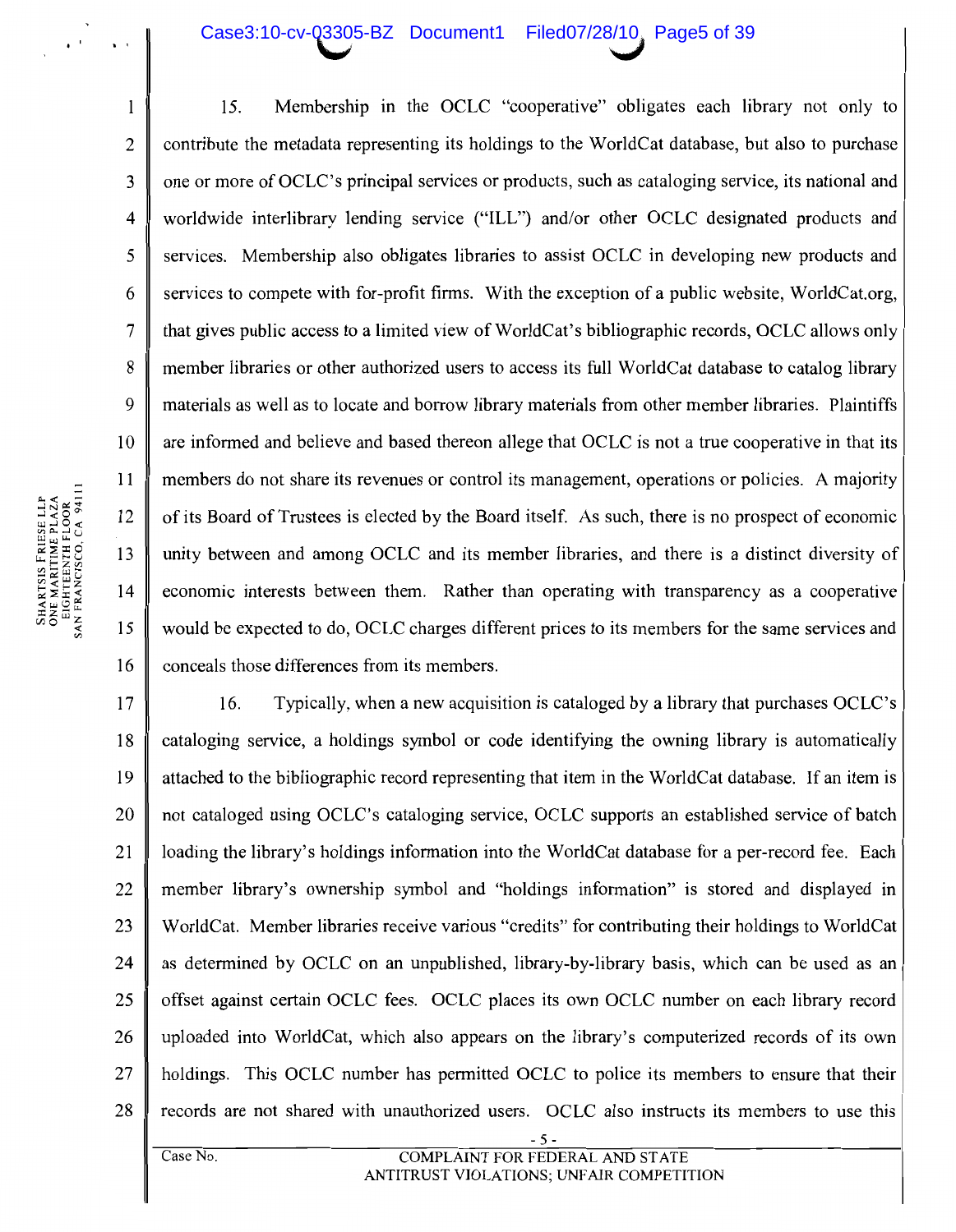15. Membership in the OCLC "cooperative" obligates each library not only to contribute the metadata representing its holdings to the WorldCat database, but also to purchase one or more of OCLC's principal services or products, such as cataloging service, its national and worldwide interlibrary lending service ("ILL") and/or other OCLC designated products and services. Membership also obligates libraries to assist OCLC in developing new products and services to compete with for-profit firms. With the exception of a public website, WorldCat.org, that gives public access to a limited view of WorldCat's bibliographic records, OCLC allows only member libraries or other authorized users to access its full WorldCat database to catalog library materials as well as to locate and borrow library materials from other member libraries. Plaintiffs are informed and believe and based thereon allege that OCLC is not a true cooperative in that its members do not share its revenues or control its management, operations or policies. A majority of its Board of Trustees is elected by the Board itself. As such, there is no prospect of economic unity between and among OCLC and its member libraries, and there is a distinct diversity of economic interests between them. Rather than operating with transparency as a cooperative would be expected to do, OCLC charges different prices to its members for the same services and conceals those differences from its members.

16. Typically, when a new acquisition is cataloged by a library that purchases OCLC's cataloging service, a holdings symbol or code identifying the owning library is automatically attached to the bibliographic record representing that item in the WorldCat database. If an item is not cataloged using OCLC's cataloging service, OCLC supports an established service of batch loading the library's holdings information into the WorldCat database for a per-record fee. Each member library's ownership symbol and "holdings information" is stored and displayed in WorldCat. Member libraries receive various "credits" for contributing their holdings to WorldCat as determined by OCLC on an unpublished, library-by-library basis, which can be used as an offset against certain OCLC fees. OCLC places its own OCLC number on each library record uploaded into WorldCat, which also appears on the library's computerized records of its own holdings. This OCLC number has permitted OCLC to police its members to ensure that their records are not shared with unauthorized users. OCLC also instructs its members to use this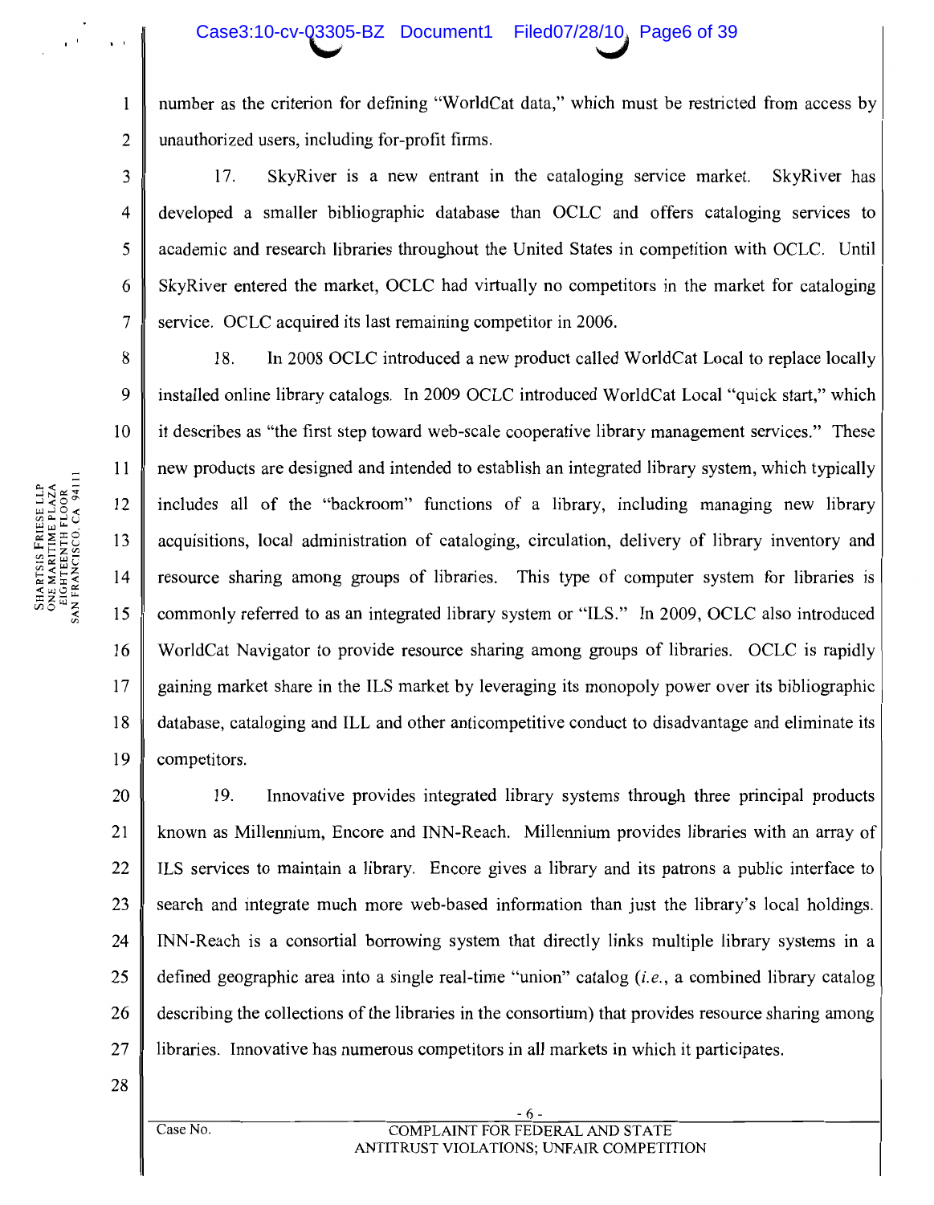number as the criterion for defining "WorldCat data," which must be restricted from access by unauthorized users, including for-profit firms.

17. SkyRiver is a new entrant in the cataloging service market. SkyRiver has developed a smaller bibliographic database than OCLC and offers cataloging services to academic and research libraries throughout the United States in competition with OCLC. Until SkyRiver entered the market, OCLC had virtually no competitors in the market for cataloging service. OCLC acquired its last remaining competitor in 2006.

18. In 2008 OCLC introduced a new product called WorldCat Local to replace locally installed online library catalogs. In 2009 OCLC introduced WorldCat Local "quick start," which it describes as "the first step toward web-scale cooperative library management services." These new products are designed and intended to establish an integrated library system, which typically includes all of the "backroom" functions of a library, including managing new library acquisitions, local administration of cataloging, circulation, delivery of library inventory and resource sharing among groups of libraries. This type of computer system for libraries is commonly referred to as an integrated library system or "ILS." In 2009, OCLC also introduced WorldCat Navigator to provide resource sharing among groups of libraries. OCLC is rapidly gaining market share in the ILS market by leveraging its monopoly power over its bibliographic database, cataloging and ILL and other anticompetitive conduct to disadvantage and eliminate its competitors.

19. Innovative provides integrated library systems through three principal products known as Millennium, Encore and INN-Reach. Millennium provides libraries with an array of ILS services to maintain a library. Encore gives a library and its patrons a public interface to search and integrate much more web-based information than just the library's local holdings. INN-Reach is a consortial borrowing system that directly links multiple library systems in a defined geographic area into a single real-time "union" catalog (*i.e.*, a combined library catalog describing the collections of the libraries in the consortium) that provides resource sharing among libraries. Innovative has numerous competitors in all markets in which it participates.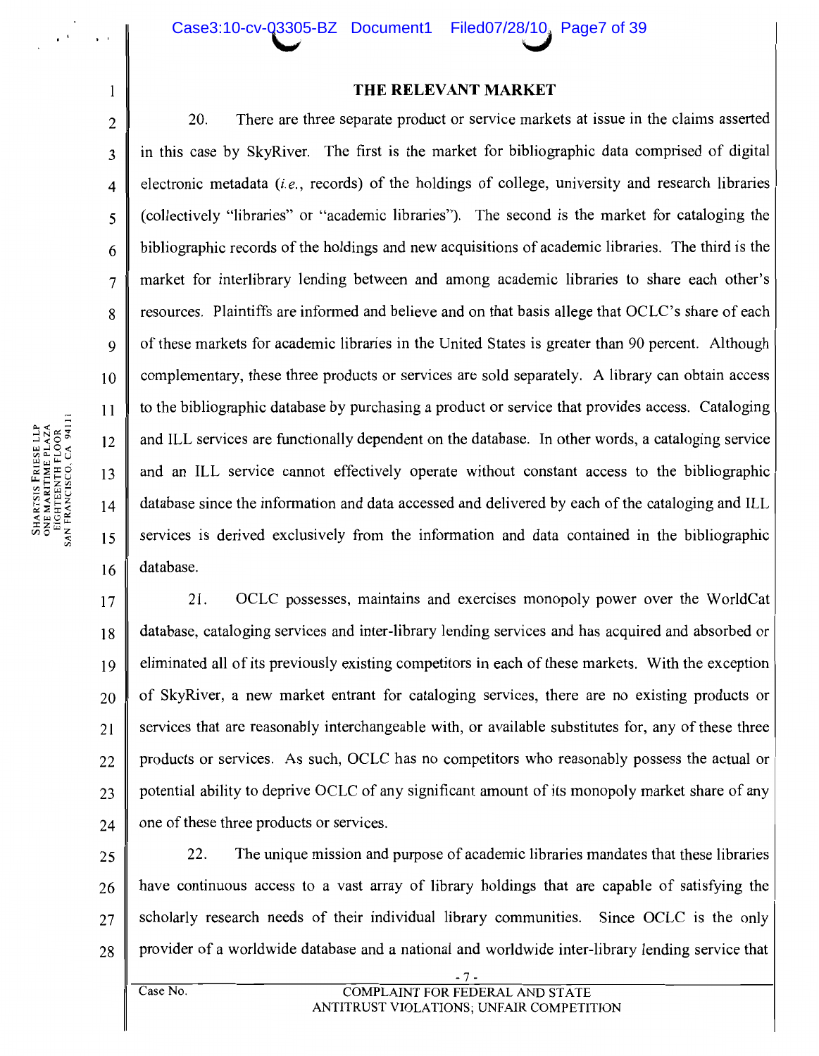## THE RELEVANT MARKET

20. There are three separate product or service markets at issue in the claims asserted in this case by SkyRiver. The first is the market for bibliographic data comprised of digital electronic metadata (*i.e.*, records) of the holdings of college, university and research libraries (collectively "libraries" or "academic libraries"). The second is the market for cataloging the bibliographic records of the holdings and new acquisitions of academic libraries. The third is the market for interlibrary lending between and among academic libraries to share each other's resources. Plaintiffs are informed and believe and on that basis allege that OCLC's share of each of these markets for academic libraries in the United States is greater than 90 percent. Although complementary, these three products or services are sold separately. A library can obtain access to the bibliographic database by purchasing a product or service that provides access. Cataloging and ILL services are functionally dependent on the database. In other words, a cataloging service and an ILL service cannot effectively operate without constant access to the bibliographic database since the information and data accessed and delivered by each of the cataloging and ILL services is derived exclusively from the information and data contained in the bibliographic database.

21. OCLC possesses, maintains and exercises monopoly power over the WorldCat database, cataloging services and inter-library lending services and has acquired and absorbed or eliminated all of its previously existing competitors in each of these markets. With the exception of SkyRiver, a new market entrant for cataloging services, there are no existing products or services that are reasonably interchangeable with, or available substitutes for, any of these three products or services. As such, OCLC has no competitors who reasonably possess the actual or potential ability to deprive OCLC of any significant amount of its monopoly market share of any one of these three products or services.

22. The unique mission and purpose of academic libraries mandates that these libraries have continuous access to a vast array of library holdings that are capable of satisfying the scholarly research needs of their individual library communities. Since OCLC is the only provider of a worldwide database and a national and worldwide inter-library lending service that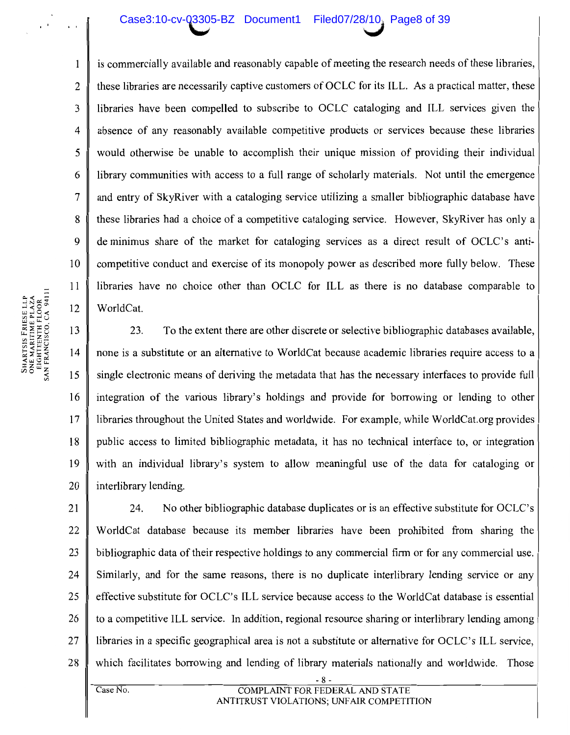is commercially available and reasonably capable of meeting the research needs of these libraries, these libraries are necessarily captive customers of OCLC for its ILL. As a practical matter, these libraries have been compelled to subscribe to OCLC cataloging and ILL services given the absence of any reasonably available competitive products or services because these libraries would otherwise be unable to accomplish their unique mission of providing their individual library communities with access to a full range of scholarly materials. Not until the emergence and entry of SkyRiver with a cataloging service utilizing a smaller bibliographic database have these libraries had a choice of a competitive cataloging service. However, SkyRiver has only a de minimus share of the market for cataloging services as a direct result of OCLC's anti-competitive conduct and exercise of its monopoly power as described more fully below. These libraries have no choice other than OCLC for ILL as there is no database comparable to WorldCat.

23. To the extent there are other discrete or selective bibliographic databases available, none is a substitute or an alternative to WorldCat because academic libraries require access to a single electronic means of deriving the metadata that has the necessary interfaces to provide full integration of the various library's holdings and provide for borrowing or lending to other libraries throughout the United States and worldwide. For example, while WorldCat.org provides public access to limited bibliographic metadata, it has no technical interface to, or integration with an individual library's system to allow meaningful use of the data for cataloging or interlibrary lending.

24. No other bibliographic database duplicates or is an effective substitute for OCLC's WorldCat database because its member libraries have been prohibited from sharing the bibliographic data of their respective holdings to any commercial firm or for any commercial use. Similarly, and for the same reasons, there is no duplicate interlibrary lending service or any effective substitute for OCLC's ILL service because access to the WorldCat database is essential to a competitive ILL service. In addition, regional resource sharing or interlibrary lending among libraries in a specific geographical area is not a substitute or alternative for OCLC's ILL service, which facilitates borrowing and lending of library materials nationally and worldwide. Those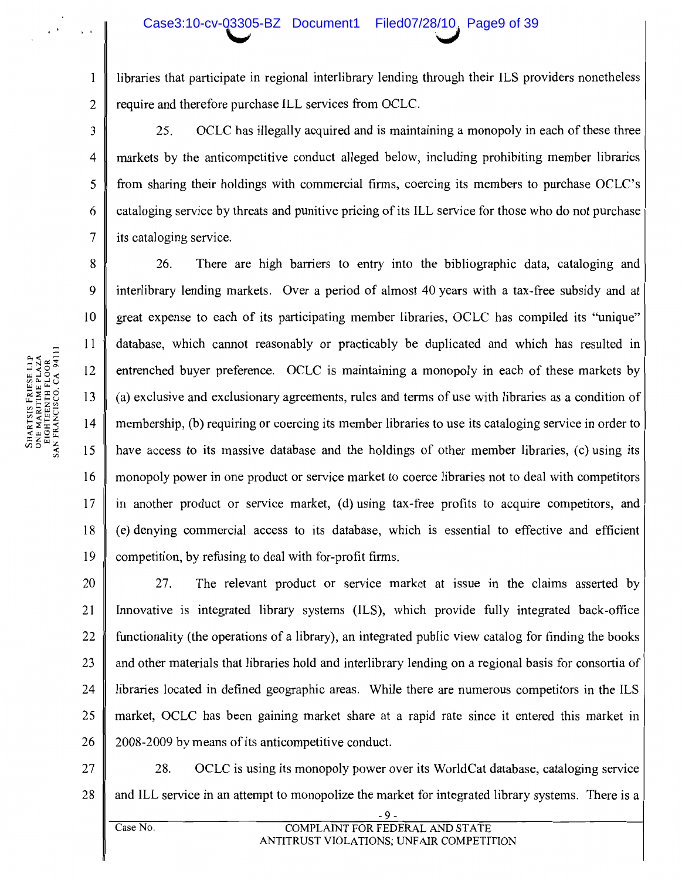libraries that participate in regional interlibrary lending through their ILS providers nonetheless require and therefore purchase ILL services from OCLC.

25. OCLC has illegally acquired and is maintaining a monopoly in each of these three markets by the anticompetitive conduct alleged below, including prohibiting member libraries from sharing their holdings with commercial firms, coercing its members to purchase OCLC's cataloging service by threats and punitive pricing of its ILL service for those who do not purchase its cataloging service.

26. There are high barriers to entry into the bibliographic data, cataloging and interlibrary lending markets. Over a period of almost 40 years with a tax-free subsidy and at great expense to each of its participating member libraries, OCLC has compiled its "unique" database, which cannot reasonably or practicably be duplicated and which has resulted in entrenched buyer preference. OCLC is maintaining a monopoly in each of these markets by (a) exclusive and exclusionary agreements, rules and terms of use with libraries as a condition of membership, (b) requiring or coercing its member libraries to use its cataloging service in order to have access to its massive database and the holdings of other member libraries, (c) using its monopoly power in one product or service market to coerce libraries not to deal with competitors in another product or service market, (d) using tax-free profits to acquire competitors, and (e) denying commercial access to its database, which is essential to effective and efficient competition, by refusing to deal with for-profit firms.

27. The relevant product or service market at issue in the claims asserted by Innovative is integrated library systems (ILS), which provide fully integrated back-office functionality (the operations of a library), an integrated public view catalog for finding the books and other materials that libraries hold and interlibrary lending on a regional basis for consortia of libraries located in defined geographic areas. While there are numerous competitors in the ILS market, OCLC has been gaining market share at a rapid rate since it entered this market in 2008-2009 by means of its anticompetitive conduct.

28. OCLC is using its monopoly power over its WorldCat database, cataloging service and ILL service in an attempt to monopolize the market for integrated library systems. There is a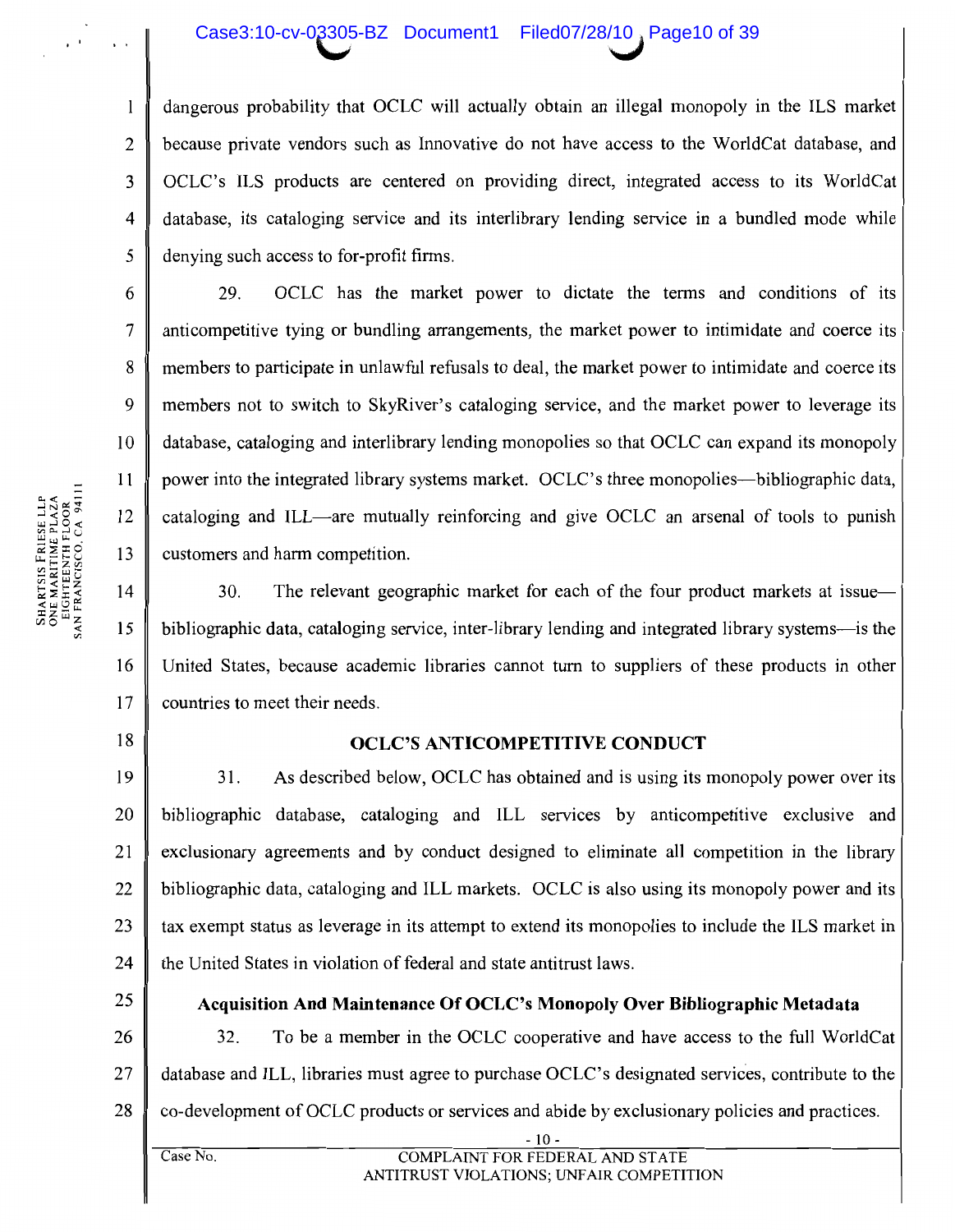dangerous probability that OCLC will actually obtain an illegal monopoly in the ILS market because private vendors such as Innovative do not have access to the WorldCat database, and OCLC's ILS products are centered on providing direct, integrated access to its WorldCat database, its cataloging service and its interlibrary lending service in a bundled mode while denying such access to for-profit firms.

29. OCLC has the market power to dictate the terms and conditions of its anticompetitive tying or bundling arrangements, the market power to intimidate and coerce its members to participate in unlawful refusals to deal, the market power to intimidate and coerce its members not to switch to SkyRiver's cataloging service, and the market power to leverage its database, cataloging and interlibrary lending monopolies so that OCLC can expand its monopoly power into the integrated library systems market. OCLC's three monopolies—bibliographic data, cataloging and ILL—are mutually reinforcing and give OCLC an arsenal of tools to punish customers and harm competition.

30. The relevant geographic market for each of the four product markets at issue—bibliographic data, cataloging service, inter-library lending and integrated library systems—is the United States, because academic libraries cannot turn to suppliers of these products in other countries to meet their needs.

## OCLC'S ANTICOMPETITIVE CONDUCT

31. As described below, OCLC has obtained and is using its monopoly power over its bibliographic database, cataloging and ILL services by anticompetitive exclusive and exclusionary agreements and by conduct designed to eliminate all competition in the library bibliographic data, cataloging and ILL markets. OCLC is also using its monopoly power and its tax exempt status as leverage in its attempt to extend its monopolies to include the ILS market in the United States in violation of federal and state antitrust laws.

### Acquisition And Maintenance Of OCLC's Monopoly Over Bibliographic Metadata

32. To be a member in the OCLC cooperative and have access to the full WorldCat database and ILL, libraries must agree to purchase OCLC's designated services, contribute to the co-development of OCLC products or services and abide by exclusionary policies and practices.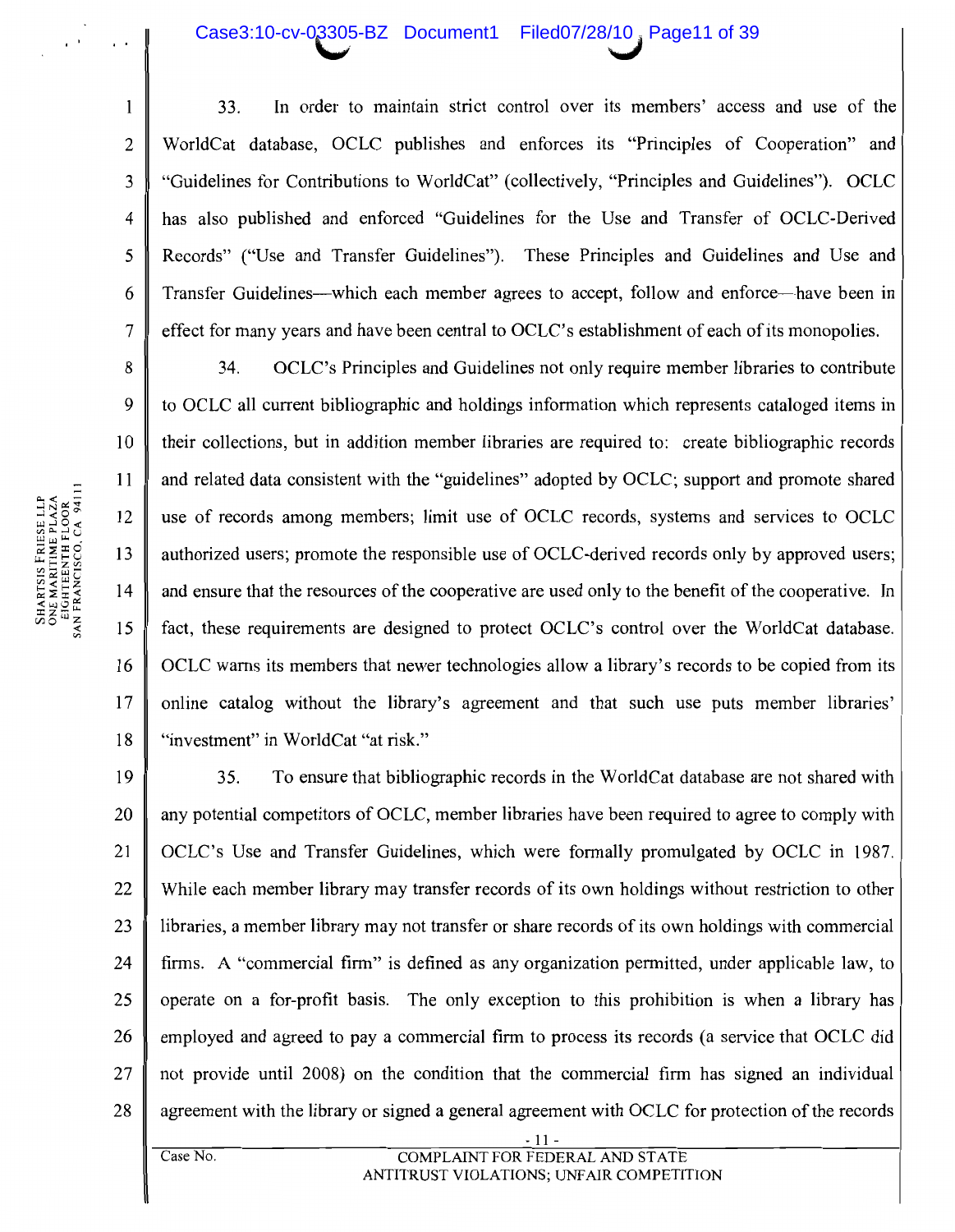33. In order to maintain strict control over its members' access and use of the WorldCat database, OCLC publishes and enforces its "Principles of Cooperation" and "Guidelines for Contributions to WorldCat" (collectively, "Principles and Guidelines"). OCLC has also published and enforced "Guidelines for the Use and Transfer of OCLC-Derived Records" ("Use and Transfer Guidelines"). These Principles and Guidelines and Use and Transfer Guidelines—which each member agrees to accept, follow and enforce—have been in effect for many years and have been central to OCLC's establishment of each of its monopolies.

34. OCLC's Principles and Guidelines not only require member libraries to contribute to OCLC all current bibliographic and holdings information which represents cataloged items in their collections, but in addition member libraries are required to: create bibliographic records and related data consistent with the "guidelines" adopted by OCLC; support and promote shared use of records among members; limit use of OCLC records, systems and services to OCLC authorized users; promote the responsible use of OCLC-derived records only by approved users; and ensure that the resources of the cooperative are used only to the benefit of the cooperative. In fact, these requirements are designed to protect OCLC's control over the WorldCat database. OCLC warns its members that newer technologies allow a library's records to be copied from its online catalog without the library's agreement and that such use puts member libraries' "investment" in WorldCat "at risk."

35. To ensure that bibliographic records in the WorldCat database are not shared with any potential competitors of OCLC, member libraries have been required to agree to comply with OCLC's Use and Transfer Guidelines, which were formally promulgated by OCLC in 1987. While each member library may transfer records of its own holdings without restriction to other libraries, a member library may not transfer or share records of its own holdings with commercial firms. A "commercial firm" is defined as any organization permitted, under applicable law, to operate on a for-profit basis. The only exception to this prohibition is when a library has employed and agreed to pay a commercial firm to process its records (a service that OCLC did not provide until 2008) on the condition that the commercial firm has signed an individual agreement with the library or signed a general agreement with OCLC for protection of the records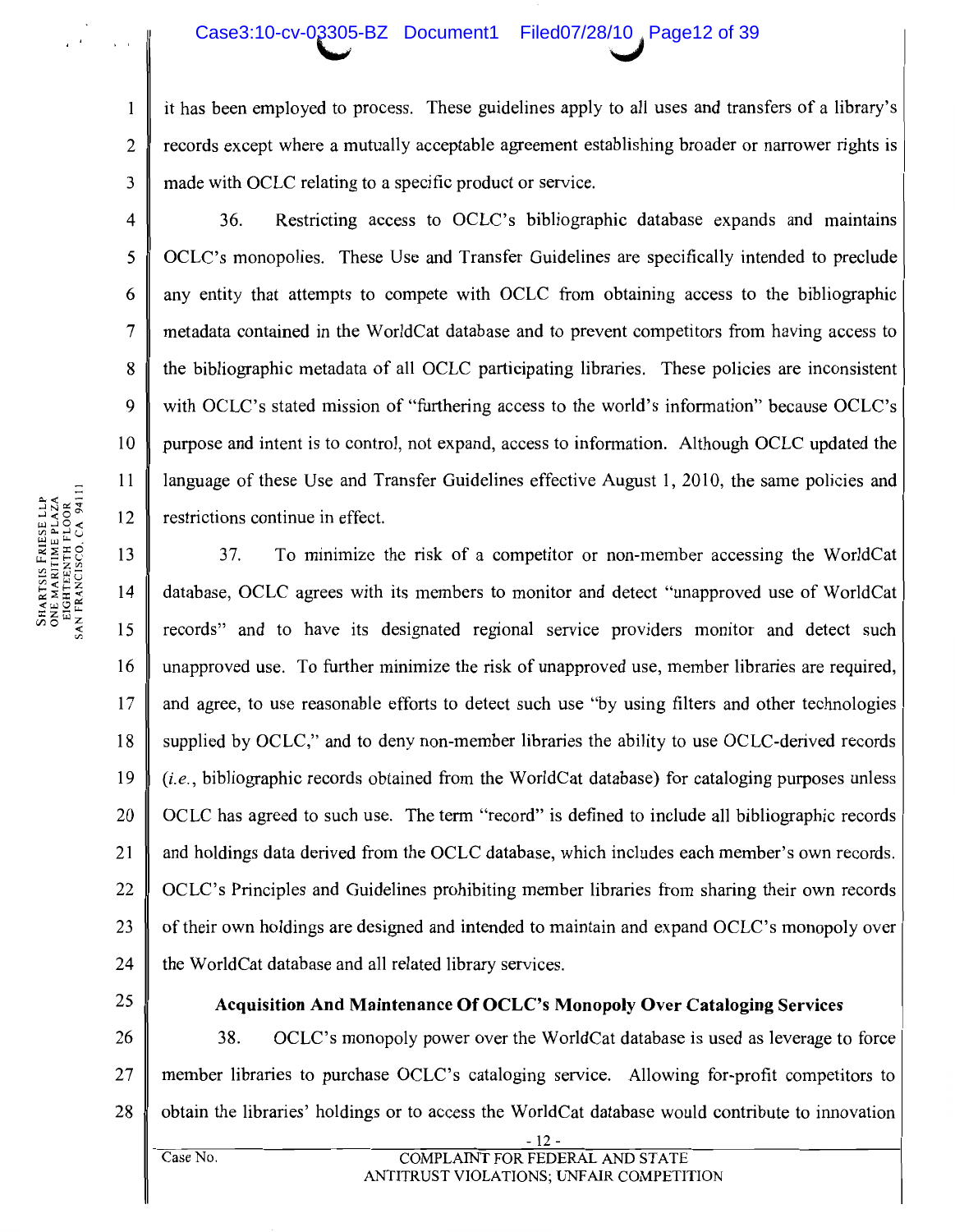it has been employed to process. These guidelines apply to all uses and transfers of a library's records except where a mutually acceptable agreement establishing broader or narrower rights is made with OCLC relating to a specific product or service.

36. Restricting access to OCLC's bibliographic database expands and maintains OCLC's monopolies. These Use and Transfer Guidelines are specifically intended to preclude any entity that attempts to compete with OCLC from obtaining access to the bibliographic metadata contained in the WorldCat database and to prevent competitors from having access to the bibliographic metadata of all OCLC participating libraries. These policies are inconsistent with OCLC's stated mission of "furthering access to the world's information" because OCLC's purpose and intent is to control, not expand, access to information. Although OCLC updated the language of these Use and Transfer Guidelines effective August 1, 2010, the same policies and restrictions continue in effect.

37. To minimize the risk of a competitor or non-member accessing the WorldCat database, OCLC agrees with its members to monitor and detect "unapproved use of WorldCat records" and to have its designated regional service providers monitor and detect such unapproved use. To further minimize the risk of unapproved use, member libraries are required, and agree, to use reasonable efforts to detect such use "by using filters and other technologies supplied by OCLC," and to deny non-member libraries the ability to use OCLC-derived records (*i.e.*, bibliographic records obtained from the WorldCat database) for cataloging purposes unless OCLC has agreed to such use. The term "record" is defined to include all bibliographic records and holdings data derived from the OCLC database, which includes each member's own records. OCLC's Principles and Guidelines prohibiting member libraries from sharing their own records of their own holdings are designed and intended to maintain and expand OCLC's monopoly over the WorldCat database and all related library services.

**Acquisition And Maintenance Of OCLC's Monopoly Over Cataloging Services**

38. OCLC's monopoly power over the WorldCat database is used as leverage to force member libraries to purchase OCLC's cataloging service. Allowing for-profit competitors to obtain the libraries' holdings or to access the WorldCat database would contribute to innovation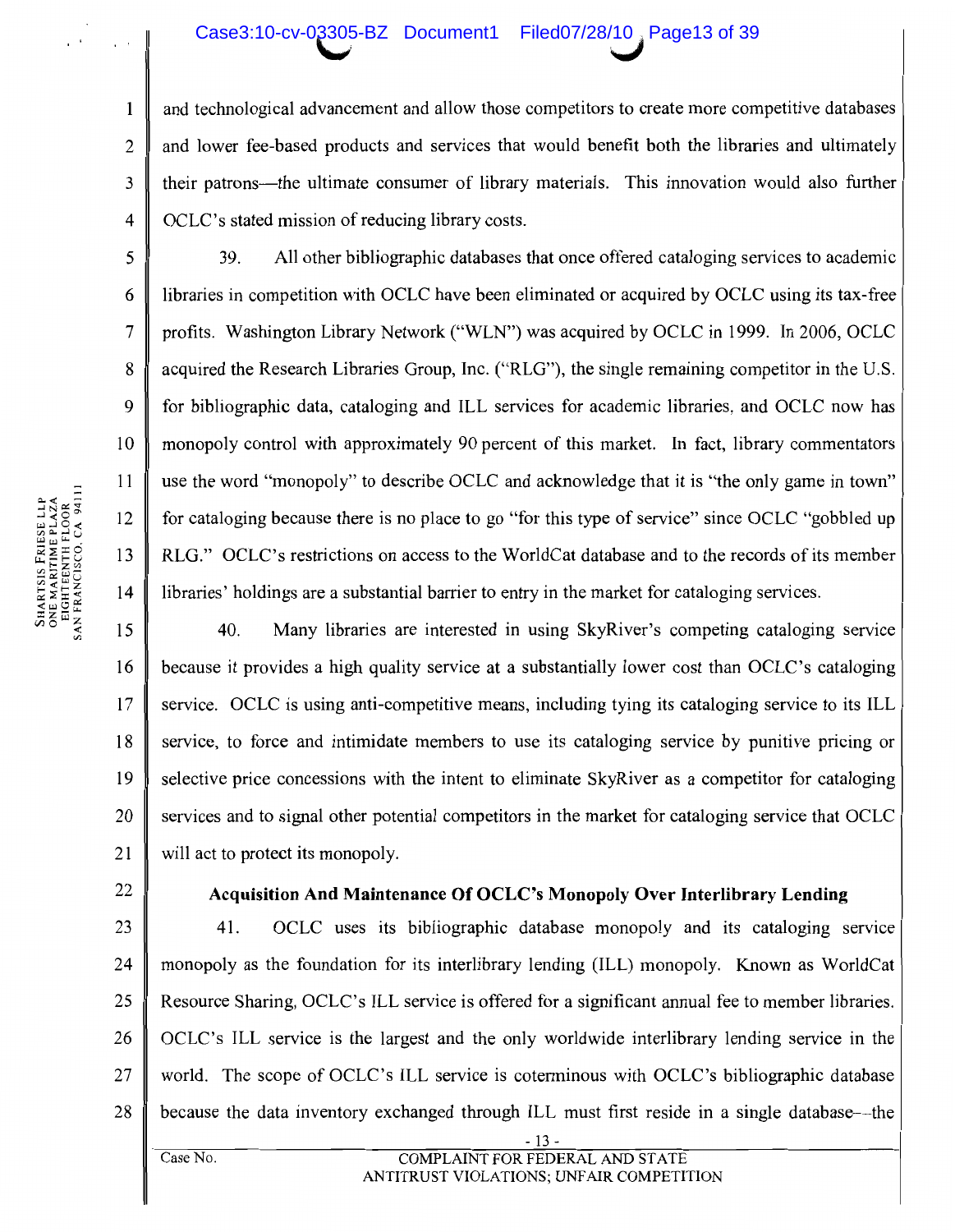and technological advancement and allow those competitors to create more competitive databases and lower fee-based products and services that would benefit both the libraries and ultimately their patrons—the ultimate consumer of library materials. This innovation would also further OCLC's stated mission of reducing library costs.

39. All other bibliographic databases that once offered cataloging services to academic libraries in competition with OCLC have been eliminated or acquired by OCLC using its tax-free profits. Washington Library Network ("WLN") was acquired by OCLC in 1999. In 2006, OCLC acquired the Research Libraries Group, Inc. ("RLG"), the single remaining competitor in the U.S. for bibliographic data, cataloging and ILL services for academic libraries, and OCLC now has monopoly control with approximately 90 percent of this market. In fact, library commentators use the word "monopoly" to describe OCLC and acknowledge that it is "the only game in town" for cataloging because there is no place to go "for this type of service" since OCLC "gobbled up RLG." OCLC's restrictions on access to the WorldCat database and to the records of its member libraries' holdings are a substantial barrier to entry in the market for cataloging services.

40. Many libraries are interested in using SkyRiver's competing cataloging service because it provides a high quality service at a substantially lower cost than OCLC's cataloging service. OCLC is using anti-competitive means, including tying its cataloging service to its ILL service, to force and intimidate members to use its cataloging service by punitive pricing or selective price concessions with the intent to eliminate SkyRiver as a competitor for cataloging services and to signal other potential competitors in the market for cataloging service that OCLC will act to protect its monopoly.

**Acquisition And Maintenance Of OCLC's Monopoly Over Interlibrary Lending**

41. OCLC uses its bibliographic database monopoly and its cataloging service monopoly as the foundation for its interlibrary lending (ILL) monopoly. Known as WorldCat Resource Sharing, OCLC's ILL service is offered for a significant annual fee to member libraries. OCLC's ILL service is the largest and the only worldwide interlibrary lending service in the world. The scope of OCLC's ILL service is coterminous with OCLC's bibliographic database because the data inventory exchanged through ILL must first reside in a single database—the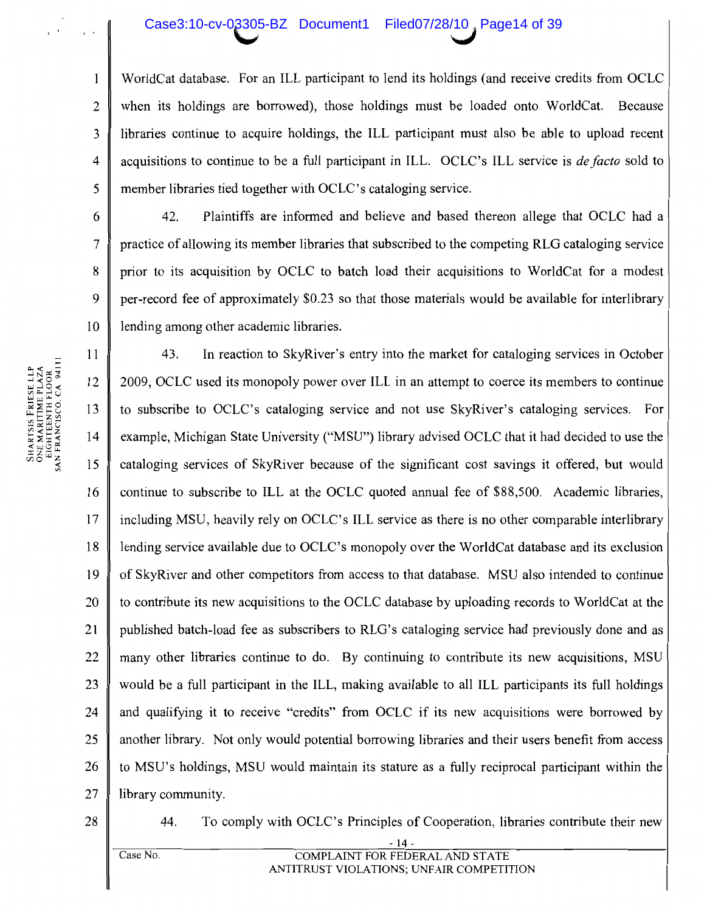WorldCat database. For an ILL participant to lend its holdings (and receive credits from OCLC when its holdings are borrowed), those holdings must be loaded onto WorldCat. Because libraries continue to acquire holdings, the ILL participant must also be able to upload recent acquisitions to continue to be a full participant in ILL. OCLC's ILL service is *de facto* sold to member libraries tied together with OCLC's cataloging service.

42. Plaintiffs are informed and believe and based thereon allege that OCLC had a practice of allowing its member libraries that subscribed to the competing RLG cataloging service prior to its acquisition by OCLC to batch load their acquisitions to WorldCat for a modest per-record fee of approximately $0.23 so that those materials would be available for interlibrary lending among other academic libraries.

43. In reaction to SkyRiver's entry into the market for cataloging services in October 2009, OCLC used its monopoly power over ILL in an attempt to coerce its members to continue to subscribe to OCLC's cataloging service and not use SkyRiver's cataloging services. For example, Michigan State University ("MSU") library advised OCLC that it had decided to use the cataloging services of SkyRiver because of the significant cost savings it offered, but would continue to subscribe to ILL at the OCLC quoted annual fee of $88,500. Academic libraries, including MSU, heavily rely on OCLC's ILL service as there is no other comparable interlibrary lending service available due to OCLC's monopoly over the WorldCat database and its exclusion of SkyRiver and other competitors from access to that database. MSU also intended to continue to contribute its new acquisitions to the OCLC database by uploading records to WorldCat at the published batch-load fee as subscribers to RLG's cataloging service had previously done and as many other libraries continue to do. By continuing to contribute its new acquisitions, MSU would be a full participant in the ILL, making available to all ILL participants its full holdings and qualifying it to receive "credits" from OCLC if its new acquisitions were borrowed by another library. Not only would potential borrowing libraries and their users benefit from access to MSU's holdings, MSU would maintain its stature as a fully reciprocal participant within the library community.

44. To comply with OCLC's Principles of Cooperation, libraries contribute their new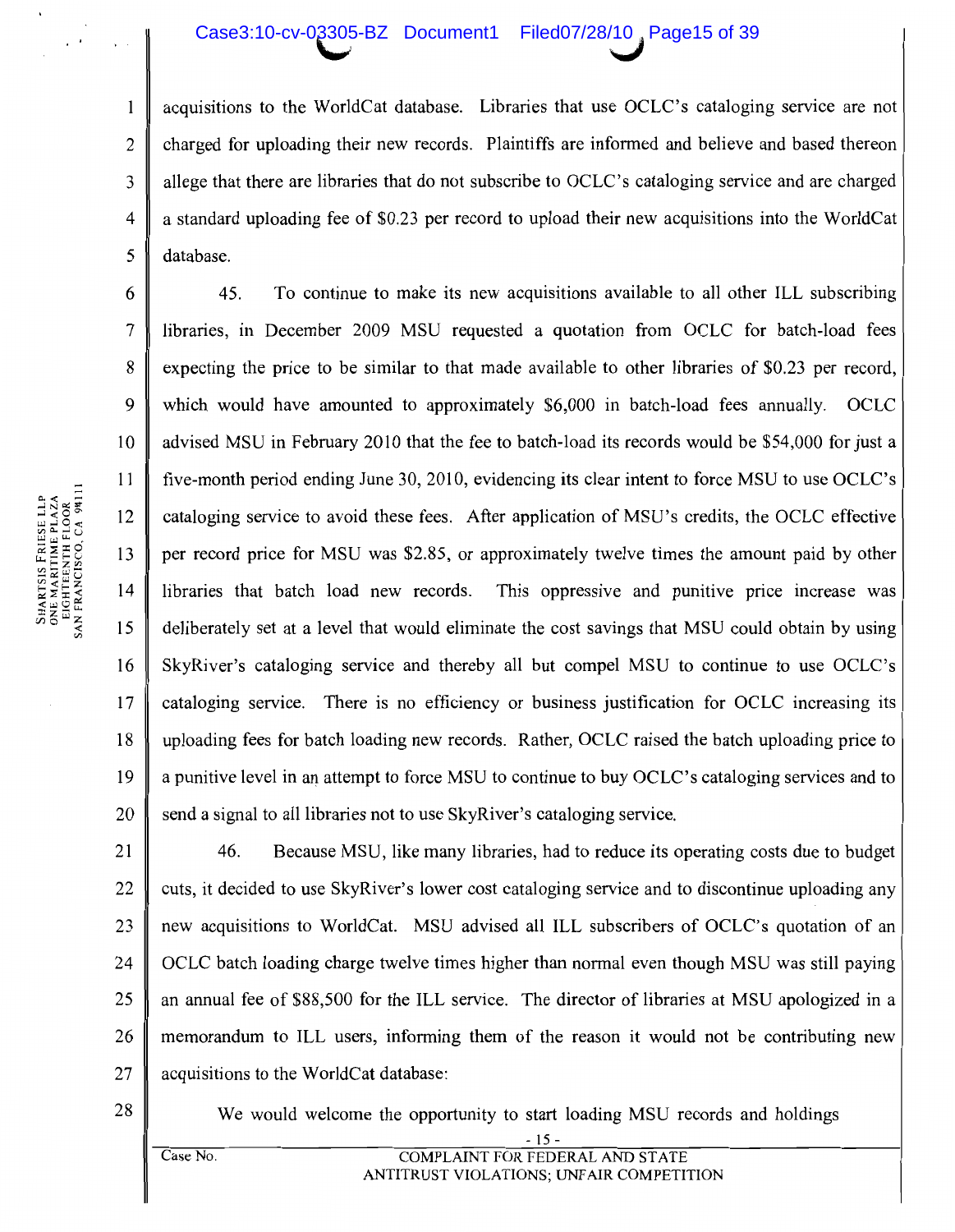acquisitions to the WorldCat database. Libraries that use OCLC's cataloging service are not charged for uploading their new records. Plaintiffs are informed and believe and based thereon allege that there are libraries that do not subscribe to OCLC's cataloging service and are charged a standard uploading fee of $0.23 per record to upload their new acquisitions into the WorldCat database.

45. To continue to make its new acquisitions available to all other ILL subscribing libraries, in December 2009 MSU requested a quotation from OCLC for batch-load fees expecting the price to be similar to that made available to other libraries of $0.23 per record, which would have amounted to approximately $6,000 in batch-load fees annually. OCLC advised MSU in February 2010 that the fee to batch-load its records would be $54,000 for just a five-month period ending June 30, 2010, evidencing its clear intent to force MSU to use OCLC's cataloging service to avoid these fees. After application of MSU's credits, the OCLC effective per record price for MSU was $2.85, or approximately twelve times the amount paid by other libraries that batch load new records. This oppressive and punitive price increase was deliberately set at a level that would eliminate the cost savings that MSU could obtain by using SkyRiver's cataloging service and thereby all but compel MSU to continue to use OCLC's cataloging service. There is no efficiency or business justification for OCLC increasing its uploading fees for batch loading new records. Rather, OCLC raised the batch uploading price to a punitive level in an attempt to force MSU to continue to buy OCLC's cataloging services and to send a signal to all libraries not to use SkyRiver's cataloging service.

46. Because MSU, like many libraries, had to reduce its operating costs due to budget cuts, it decided to use SkyRiver's lower cost cataloging service and to discontinue uploading any new acquisitions to WorldCat. MSU advised all ILL subscribers of OCLC's quotation of an OCLC batch loading charge twelve times higher than normal even though MSU was still paying an annual fee of $88,500 for the ILL service. The director of libraries at MSU apologized in a memorandum to ILL users, informing them of the reason it would not be contributing new acquisitions to the WorldCat database:

> We would welcome the opportunity to start loading MSU records and holdings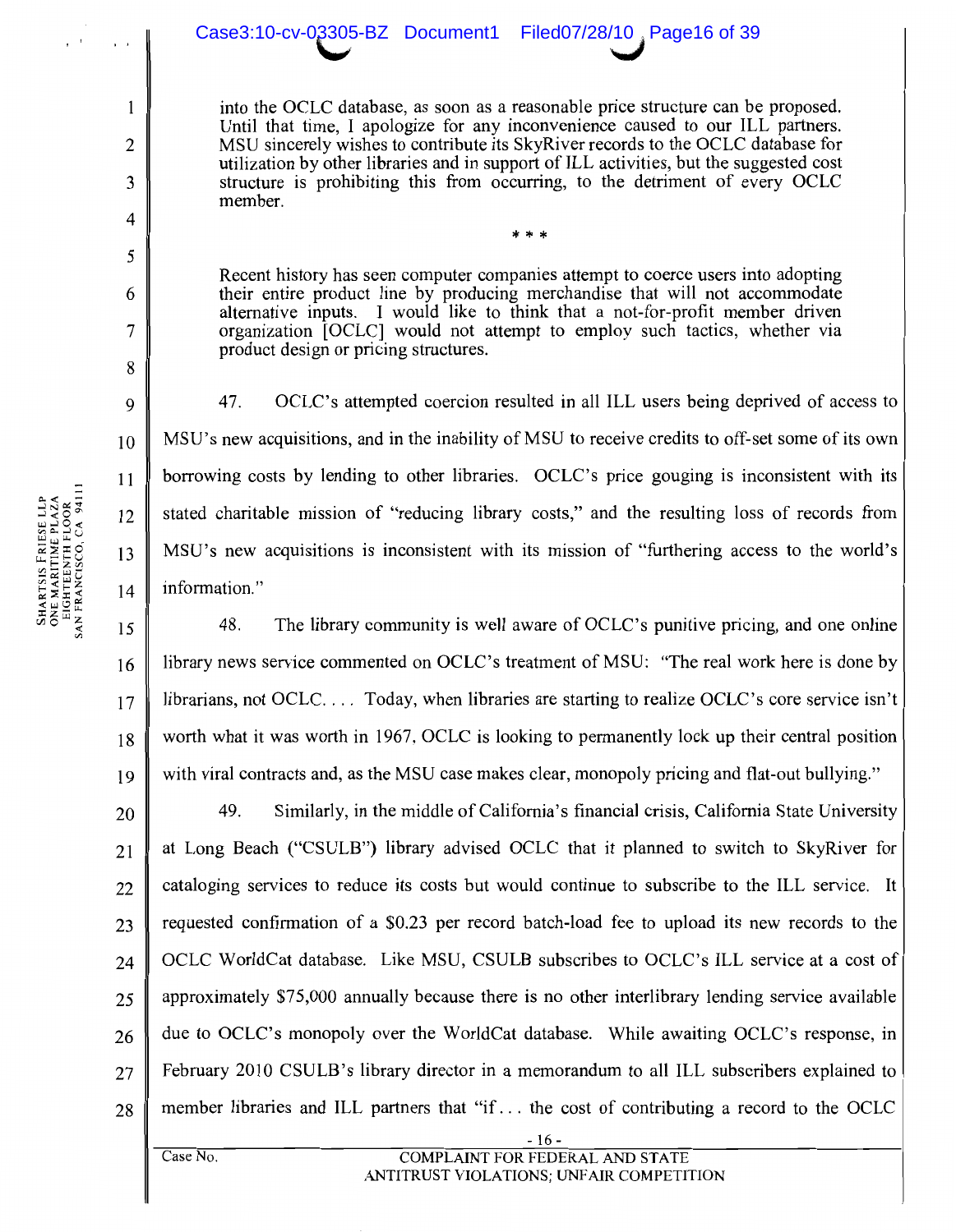> into the OCLC database, as soon as a reasonable price structure can be proposed. Until that time, I apologize for any inconvenience caused to our ILL partners. MSU sincerely wishes to contribute its SkyRiver records to the OCLC database for utilization by other libraries and in support of ILL activities, but the suggested cost structure is prohibiting this from occurring, to the detriment of every OCLC member.
>
> * * *
>
> Recent history has seen computer companies attempt to coerce users into adopting their entire product line by producing merchandise that will not accommodate alternative inputs. I would like to think that a not-for-profit member driven organization [OCLC] would not attempt to employ such tactics, whether via product design or pricing structures.

47. OCLC's attempted coercion resulted in all ILL users being deprived of access to MSU's new acquisitions, and in the inability of MSU to receive credits to off-set some of its own borrowing costs by lending to other libraries. OCLC's price gouging is inconsistent with its stated charitable mission of "reducing library costs," and the resulting loss of records from MSU's new acquisitions is inconsistent with its mission of "furthering access to the world's information."

48. The library community is well aware of OCLC's punitive pricing, and one online library news service commented on OCLC's treatment of MSU: "The real work here is done by librarians, not OCLC. . . . Today, when libraries are starting to realize OCLC's core service isn't worth what it was worth in 1967, OCLC is looking to permanently lock up their central position with viral contracts and, as the MSU case makes clear, monopoly pricing and flat-out bullying."

49. Similarly, in the middle of California's financial crisis, California State University at Long Beach ("CSULB") library advised OCLC that it planned to switch to SkyRiver for cataloging services to reduce its costs but would continue to subscribe to the ILL service. It requested confirmation of a $0.23 per record batch-load fee to upload its new records to the OCLC WorldCat database. Like MSU, CSULB subscribes to OCLC's ILL service at a cost of approximately $75,000 annually because there is no other interlibrary lending service available due to OCLC's monopoly over the WorldCat database. While awaiting OCLC's response, in February 2010 CSULB's library director in a memorandum to all ILL subscribers explained to member libraries and ILL partners that "if . . . the cost of contributing a record to the OCLC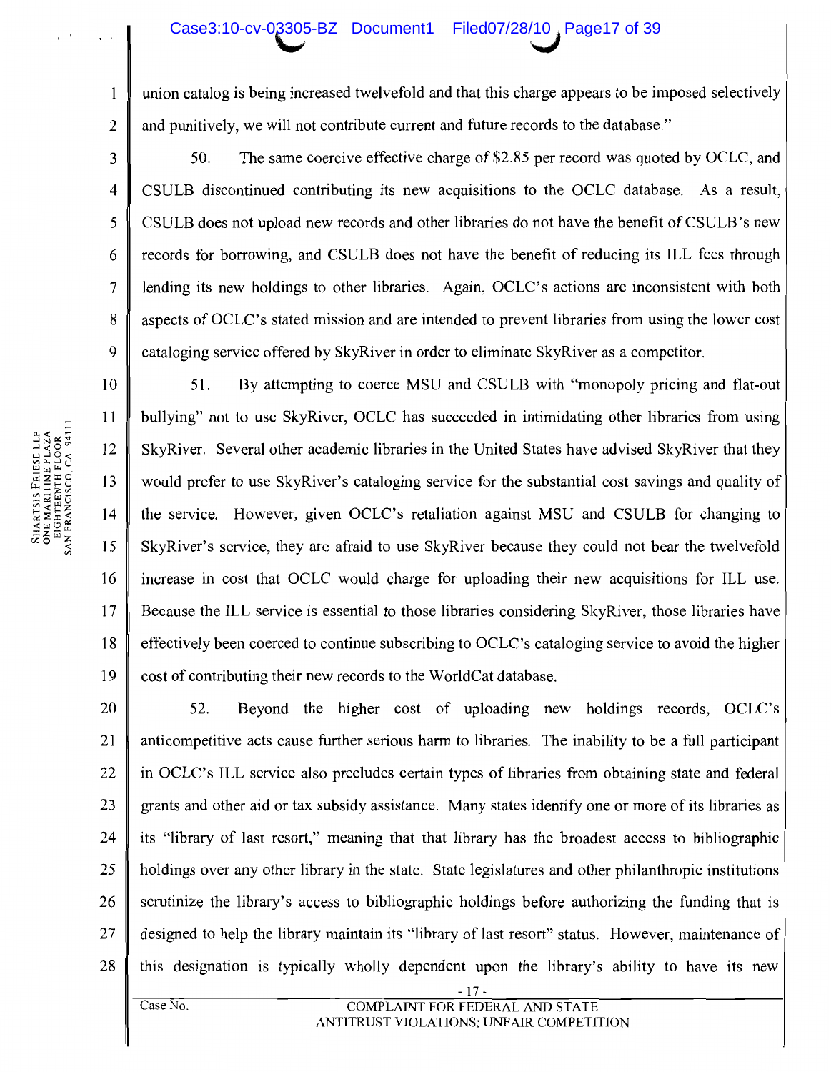union catalog is being increased twelvefold and that this charge appears to be imposed selectively and punitively, we will not contribute current and future records to the database."

50. The same coercive effective charge of $2.85 per record was quoted by OCLC, and CSULB discontinued contributing its new acquisitions to the OCLC database. As a result, CSULB does not upload new records and other libraries do not have the benefit of CSULB's new records for borrowing, and CSULB does not have the benefit of reducing its ILL fees through lending its new holdings to other libraries. Again, OCLC's actions are inconsistent with both aspects of OCLC's stated mission and are intended to prevent libraries from using the lower cost cataloging service offered by SkyRiver in order to eliminate SkyRiver as a competitor.

51. By attempting to coerce MSU and CSULB with "monopoly pricing and flat-out bullying" not to use SkyRiver, OCLC has succeeded in intimidating other libraries from using SkyRiver. Several other academic libraries in the United States have advised SkyRiver that they would prefer to use SkyRiver's cataloging service for the substantial cost savings and quality of the service. However, given OCLC's retaliation against MSU and CSULB for changing to SkyRiver's service, they are afraid to use SkyRiver because they could not bear the twelvefold increase in cost that OCLC would charge for uploading their new acquisitions for ILL use. Because the ILL service is essential to those libraries considering SkyRiver, those libraries have effectively been coerced to continue subscribing to OCLC's cataloging service to avoid the higher cost of contributing their new records to the WorldCat database.

52. Beyond the higher cost of uploading new holdings records, OCLC's anticompetitive acts cause further serious harm to libraries. The inability to be a full participant in OCLC's ILL service also precludes certain types of libraries from obtaining state and federal grants and other aid or tax subsidy assistance. Many states identify one or more of its libraries as its "library of last resort," meaning that that library has the broadest access to bibliographic holdings over any other library in the state. State legislatures and other philanthropic institutions scrutinize the library's access to bibliographic holdings before authorizing the funding that is designed to help the library maintain its "library of last resort" status. However, maintenance of this designation is typically wholly dependent upon the library's ability to have its new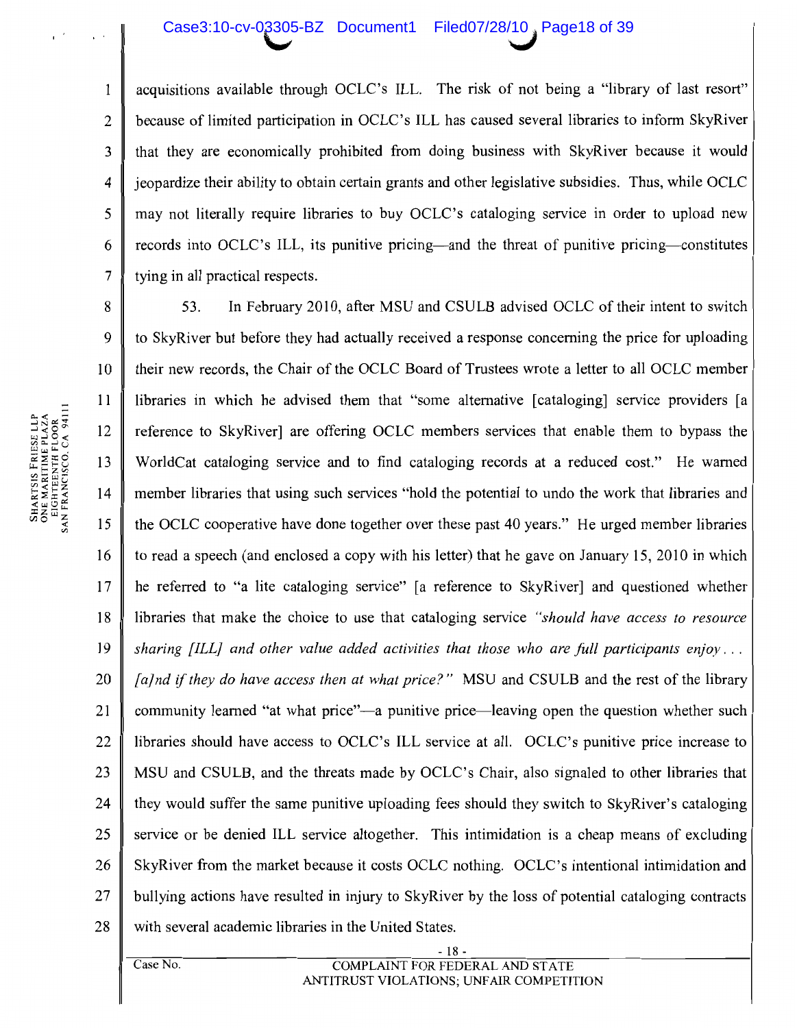acquisitions available through OCLC's ILL. The risk of not being a "library of last resort" because of limited participation in OCLC's ILL has caused several libraries to inform SkyRiver that they are economically prohibited from doing business with SkyRiver because it would jeopardize their ability to obtain certain grants and other legislative subsidies. Thus, while OCLC may not literally require libraries to buy OCLC's cataloging service in order to upload new records into OCLC's ILL, its punitive pricing—and the threat of punitive pricing—constitutes tying in all practical respects.

53. In February 2010, after MSU and CSULB advised OCLC of their intent to switch to SkyRiver but before they had actually received a response concerning the price for uploading their new records, the Chair of the OCLC Board of Trustees wrote a letter to all OCLC member libraries in which he advised them that "some alternative [cataloging] service providers [a reference to SkyRiver] are offering OCLC members services that enable them to bypass the WorldCat cataloging service and to find cataloging records at a reduced cost." He warned member libraries that using such services "hold the potential to undo the work that libraries and the OCLC cooperative have done together over these past 40 years." He urged member libraries to read a speech (and enclosed a copy with his letter) that he gave on January 15, 2010 in which he referred to "a lite cataloging service" [a reference to SkyRiver] and questioned whether libraries that make the choice to use that cataloging service *"should have access to resource sharing [ILL] and other value added activities that those who are full participants enjoy . . . [a]nd if they do have access then at what price?"* MSU and CSULB and the rest of the library community learned "at what price"—a punitive price—leaving open the question whether such libraries should have access to OCLC's ILL service at all. OCLC's punitive price increase to MSU and CSULB, and the threats made by OCLC's Chair, also signaled to other libraries that they would suffer the same punitive uploading fees should they switch to SkyRiver's cataloging service or be denied ILL service altogether. This intimidation is a cheap means of excluding SkyRiver from the market because it costs OCLC nothing. OCLC's intentional intimidation and bullying actions have resulted in injury to SkyRiver by the loss of potential cataloging contracts with several academic libraries in the United States.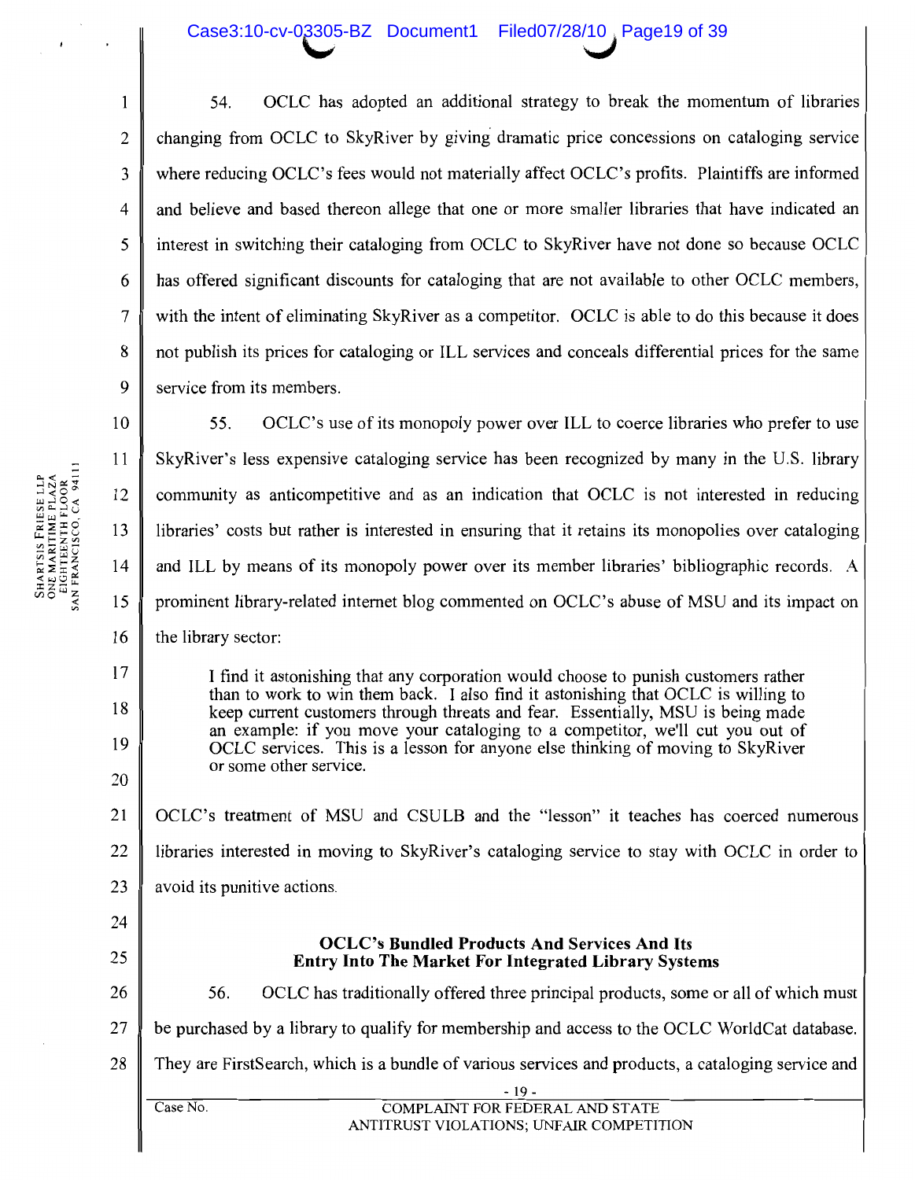54. OCLC has adopted an additional strategy to break the momentum of libraries changing from OCLC to SkyRiver by giving dramatic price concessions on cataloging service where reducing OCLC's fees would not materially affect OCLC's profits. Plaintiffs are informed and believe and based thereon allege that one or more smaller libraries that have indicated an interest in switching their cataloging from OCLC to SkyRiver have not done so because OCLC has offered significant discounts for cataloging that are not available to other OCLC members, with the intent of eliminating SkyRiver as a competitor. OCLC is able to do this because it does not publish its prices for cataloging or ILL services and conceals differential prices for the same service from its members.

55. OCLC's use of its monopoly power over ILL to coerce libraries who prefer to use SkyRiver's less expensive cataloging service has been recognized by many in the U.S. library community as anticompetitive and as an indication that OCLC is not interested in reducing libraries' costs but rather is interested in ensuring that it retains its monopolies over cataloging and ILL by means of its monopoly power over its member libraries' bibliographic records. A prominent library-related internet blog commented on OCLC's abuse of MSU and its impact on the library sector:

> I find it astonishing that any corporation would choose to punish customers rather than to work to win them back. I also find it astonishing that OCLC is willing to keep current customers through threats and fear. Essentially, MSU is being made an example: if you move your cataloging to a competitor, we'll cut you out of OCLC services. This is a lesson for anyone else thinking of moving to SkyRiver or some other service.

OCLC's treatment of MSU and CSULB and the "lesson" it teaches has coerced numerous libraries interested in moving to SkyRiver's cataloging service to stay with OCLC in order to avoid its punitive actions.

## OCLC's Bundled Products And Services And Its Entry Into The Market For Integrated Library Systems

56. OCLC has traditionally offered three principal products, some or all of which must be purchased by a library to qualify for membership and access to the OCLC WorldCat database. They are FirstSearch, which is a bundle of various services and products, a cataloging service and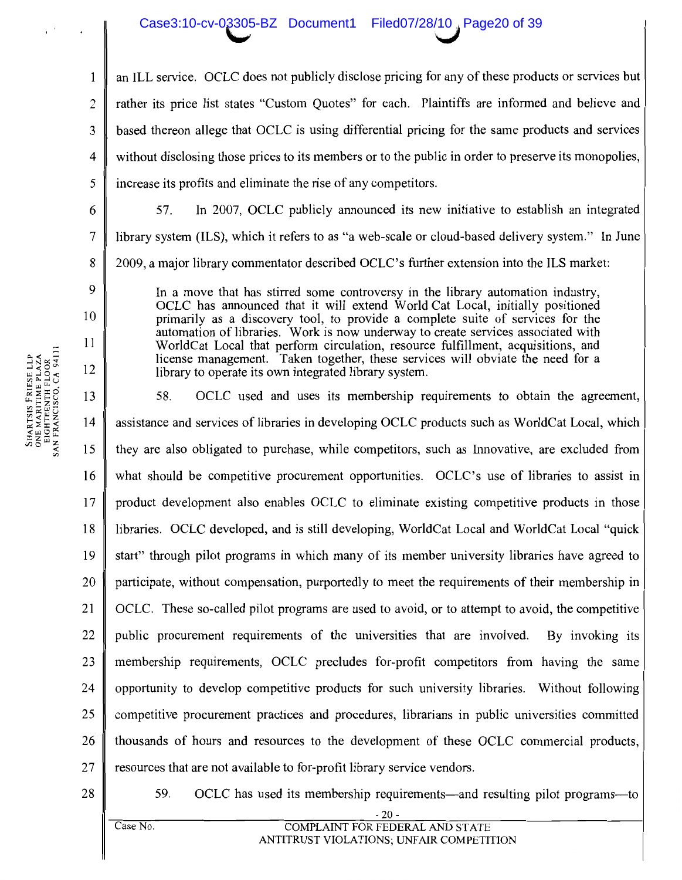an ILL service. OCLC does not publicly disclose pricing for any of these products or services but rather its price list states "Custom Quotes" for each. Plaintiffs are informed and believe and based thereon allege that OCLC is using differential pricing for the same products and services without disclosing those prices to its members or to the public in order to preserve its monopolies, increase its profits and eliminate the rise of any competitors.

57. In 2007, OCLC publicly announced its new initiative to establish an integrated library system (ILS), which it refers to as "a web-scale or cloud-based delivery system." In June 2009, a major library commentator described OCLC's further extension into the ILS market:

> In a move that has stirred some controversy in the library automation industry, OCLC has announced that it will extend World Cat Local, initially positioned primarily as a discovery tool, to provide a complete suite of services for the automation of libraries. Work is now underway to create services associated with WorldCat Local that perform circulation, resource fulfillment, acquisitions, and license management. Taken together, these services will obviate the need for a library to operate its own integrated library system.

58. OCLC used and uses its membership requirements to obtain the agreement, assistance and services of libraries in developing OCLC products such as WorldCat Local, which they are also obligated to purchase, while competitors, such as Innovative, are excluded from what should be competitive procurement opportunities. OCLC's use of libraries to assist in product development also enables OCLC to eliminate existing competitive products in those libraries. OCLC developed, and is still developing, WorldCat Local and WorldCat Local "quick start" through pilot programs in which many of its member university libraries have agreed to participate, without compensation, purportedly to meet the requirements of their membership in OCLC. These so-called pilot programs are used to avoid, or to attempt to avoid, the competitive public procurement requirements of the universities that are involved. By invoking its membership requirements, OCLC precludes for-profit competitors from having the same opportunity to develop competitive products for such university libraries. Without following competitive procurement practices and procedures, librarians in public universities committed thousands of hours and resources to the development of these OCLC commercial products, resources that are not available to for-profit library service vendors.

59. OCLC has used its membership requirements—and resulting pilot programs—to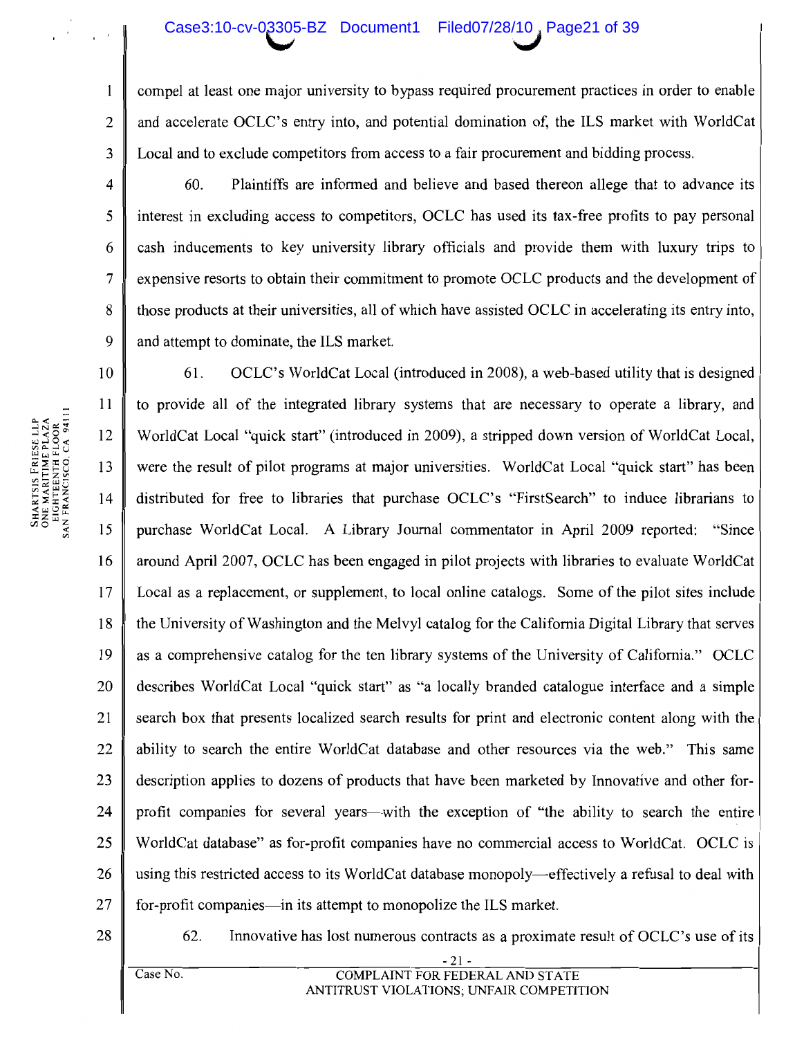compel at least one major university to bypass required procurement practices in order to enable and accelerate OCLC's entry into, and potential domination of, the ILS market with WorldCat Local and to exclude competitors from access to a fair procurement and bidding process.

60. Plaintiffs are informed and believe and based thereon allege that to advance its interest in excluding access to competitors, OCLC has used its tax-free profits to pay personal cash inducements to key university library officials and provide them with luxury trips to expensive resorts to obtain their commitment to promote OCLC products and the development of those products at their universities, all of which have assisted OCLC in accelerating its entry into, and attempt to dominate, the ILS market.

61. OCLC's WorldCat Local (introduced in 2008), a web-based utility that is designed to provide all of the integrated library systems that are necessary to operate a library, and WorldCat Local "quick start" (introduced in 2009), a stripped down version of WorldCat Local, were the result of pilot programs at major universities. WorldCat Local "quick start" has been distributed for free to libraries that purchase OCLC's "FirstSearch" to induce librarians to purchase WorldCat Local. A Library Journal commentator in April 2009 reported: "Since around April 2007, OCLC has been engaged in pilot projects with libraries to evaluate WorldCat Local as a replacement, or supplement, to local online catalogs. Some of the pilot sites include the University of Washington and the Melvyl catalog for the California Digital Library that serves as a comprehensive catalog for the ten library systems of the University of California." OCLC describes WorldCat Local "quick start" as "a locally branded catalogue interface and a simple search box that presents localized search results for print and electronic content along with the ability to search the entire WorldCat database and other resources via the web." This same description applies to dozens of products that have been marketed by Innovative and other for-profit companies for several years—with the exception of "the ability to search the entire WorldCat database" as for-profit companies have no commercial access to WorldCat. OCLC is using this restricted access to its WorldCat database monopoly—effectively a refusal to deal with for-profit companies—in its attempt to monopolize the ILS market.

62. Innovative has lost numerous contracts as a proximate result of OCLC's use of its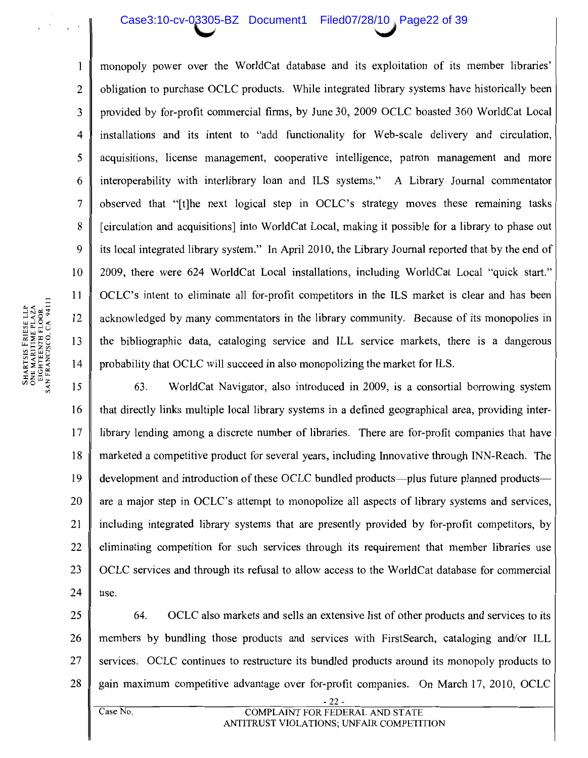monopoly power over the WorldCat database and its exploitation of its member libraries' obligation to purchase OCLC products. While integrated library systems have historically been provided by for-profit commercial firms, by June 30, 2009 OCLC boasted 360 WorldCat Local installations and its intent to "add functionality for Web-scale delivery and circulation, acquisitions, license management, cooperative intelligence, patron management and more interoperability with interlibrary loan and ILS systems." A Library Journal commentator observed that "[t]he next logical step in OCLC's strategy moves these remaining tasks [circulation and acquisitions] into WorldCat Local, making it possible for a library to phase out its local integrated library system." In April 2010, the Library Journal reported that by the end of 2009, there were 624 WorldCat Local installations, including WorldCat Local "quick start." OCLC's intent to eliminate all for-profit competitors in the ILS market is clear and has been acknowledged by many commentators in the library community. Because of its monopolies in the bibliographic data, cataloging service and ILL service markets, there is a dangerous probability that OCLC will succeed in also monopolizing the market for ILS.

63. WorldCat Navigator, also introduced in 2009, is a consortial borrowing system that directly links multiple local library systems in a defined geographical area, providing inter-library lending among a discrete number of libraries. There are for-profit companies that have marketed a competitive product for several years, including Innovative through INN-Reach. The development and introduction of these OCLC bundled products—plus future planned products—are a major step in OCLC's attempt to monopolize all aspects of library systems and services, including integrated library systems that are presently provided by for-profit competitors, by eliminating competition for such services through its requirement that member libraries use OCLC services and through its refusal to allow access to the WorldCat database for commercial use.

64. OCLC also markets and sells an extensive list of other products and services to its members by bundling those products and services with FirstSearch, cataloging and/or ILL services. OCLC continues to restructure its bundled products around its monopoly products to gain maximum competitive advantage over for-profit companies. On March 17, 2010, OCLC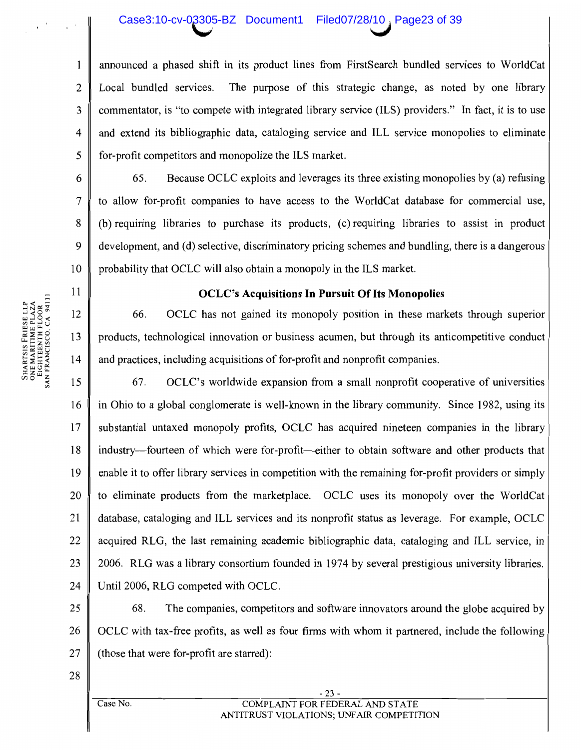announced a phased shift in its product lines from FirstSearch bundled services to WorldCat Local bundled services. The purpose of this strategic change, as noted by one library commentator, is "to compete with integrated library service (ILS) providers." In fact, it is to use and extend its bibliographic data, cataloging service and ILL service monopolies to eliminate for-profit competitors and monopolize the ILS market.

65. Because OCLC exploits and leverages its three existing monopolies by (a) refusing to allow for-profit companies to have access to the WorldCat database for commercial use, (b) requiring libraries to purchase its products, (c) requiring libraries to assist in product development, and (d) selective, discriminatory pricing schemes and bundling, there is a dangerous probability that OCLC will also obtain a monopoly in the ILS market.

**OCLC's Acquisitions In Pursuit Of Its Monopolies**

66. OCLC has not gained its monopoly position in these markets through superior products, technological innovation or business acumen, but through its anticompetitive conduct and practices, including acquisitions of for-profit and nonprofit companies.

67. OCLC's worldwide expansion from a small nonprofit cooperative of universities in Ohio to a global conglomerate is well-known in the library community. Since 1982, using its substantial untaxed monopoly profits, OCLC has acquired nineteen companies in the library industry—fourteen of which were for-profit—either to obtain software and other products that enable it to offer library services in competition with the remaining for-profit providers or simply to eliminate products from the marketplace. OCLC uses its monopoly over the WorldCat database, cataloging and ILL services and its nonprofit status as leverage. For example, OCLC acquired RLG, the last remaining academic bibliographic data, cataloging and ILL service, in 2006. RLG was a library consortium founded in 1974 by several prestigious university libraries. Until 2006, RLG competed with OCLC.

68. The companies, competitors and software innovators around the globe acquired by OCLC with tax-free profits, as well as four firms with whom it partnered, include the following (those that were for-profit are starred):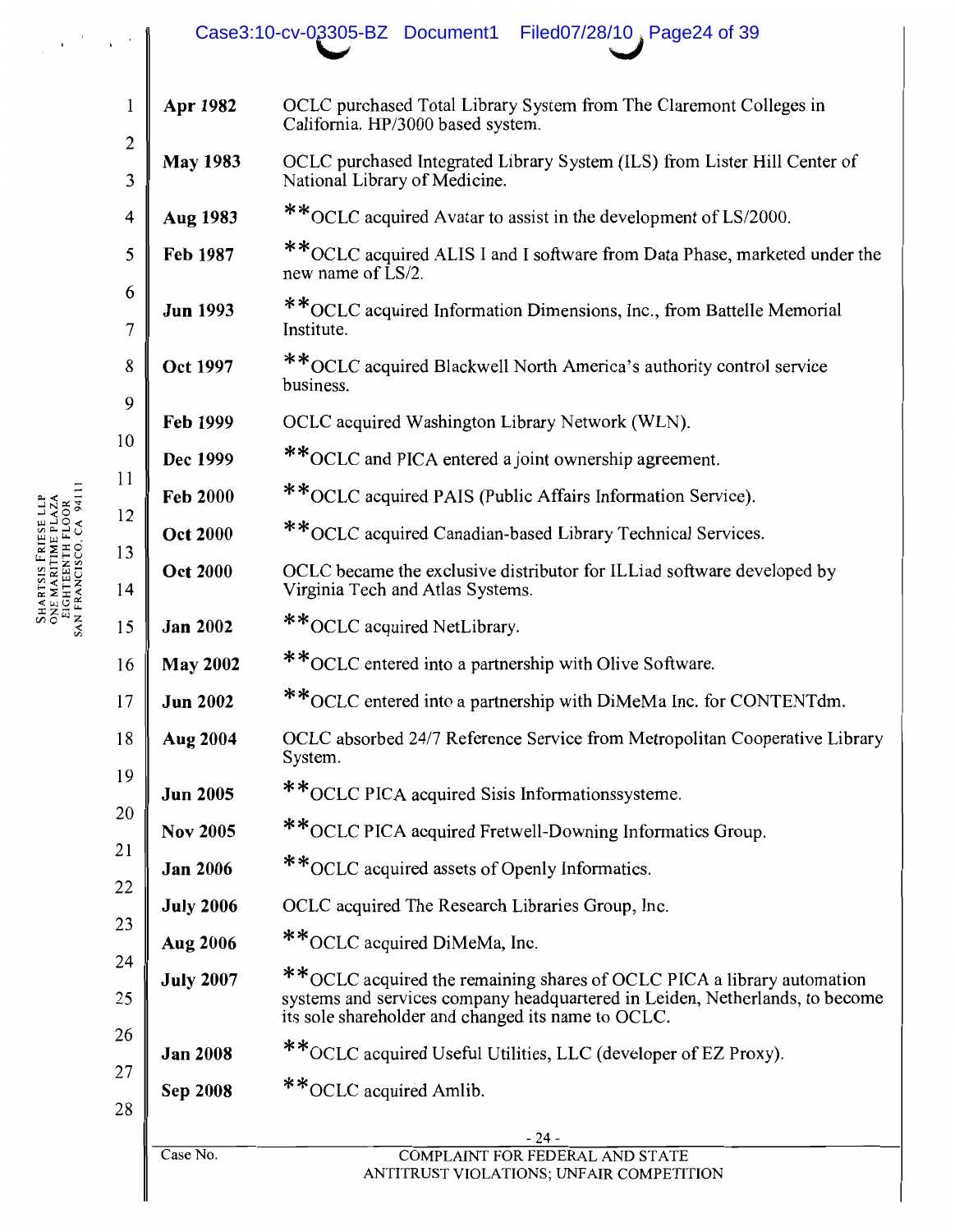| | |
|---|---|
| **Apr 1982** | OCLC purchased Total Library System from The Claremont Colleges in California. HP/3000 based system. |
| **May 1983** | OCLC purchased Integrated Library System (ILS) from Lister Hill Center of National Library of Medicine. |
| **Aug 1983** | **OCLC acquired Avatar to assist in the development of LS/2000. |
| **Feb 1987** | **OCLC acquired ALIS I and I software from Data Phase, marketed under the new name of LS/2. |
| **Jun 1993** | **OCLC acquired Information Dimensions, Inc., from Battelle Memorial Institute. |
| **Oct 1997** | **OCLC acquired Blackwell North America's authority control service business. |
| **Feb 1999** | OCLC acquired Washington Library Network (WLN). |
| **Dec 1999** | **OCLC and PICA entered a joint ownership agreement. |
| **Feb 2000** | **OCLC acquired PAIS (Public Affairs Information Service). |
| **Oct 2000** | **OCLC acquired Canadian-based Library Technical Services. |
| **Oct 2000** | OCLC became the exclusive distributor for ILLiad software developed by Virginia Tech and Atlas Systems. |
| **Jan 2002** | **OCLC acquired NetLibrary. |
| **May 2002** | **OCLC entered into a partnership with Olive Software. |
| **Jun 2002** | **OCLC entered into a partnership with DiMeMa Inc. for CONTENTdm. |
| **Aug 2004** | OCLC absorbed 24/7 Reference Service from Metropolitan Cooperative Library System. |
| **Jun 2005** | **OCLC PICA acquired Sisis Informationssysteme. |
| **Nov 2005** | **OCLC PICA acquired Fretwell-Downing Informatics Group. |
| **Jan 2006** | **OCLC acquired assets of Openly Informatics. |
| **July 2006** | OCLC acquired The Research Libraries Group, Inc. |
| **Aug 2006** | **OCLC acquired DiMeMa, Inc. |
| **July 2007** | **OCLC acquired the remaining shares of OCLC PICA a library automation systems and services company headquartered in Leiden, Netherlands, to become its sole shareholder and changed its name to OCLC. |
| **Jan 2008** | **OCLC acquired Useful Utilities, LLC (developer of EZ Proxy). |
| **Sep 2008** | **OCLC acquired Amlib. |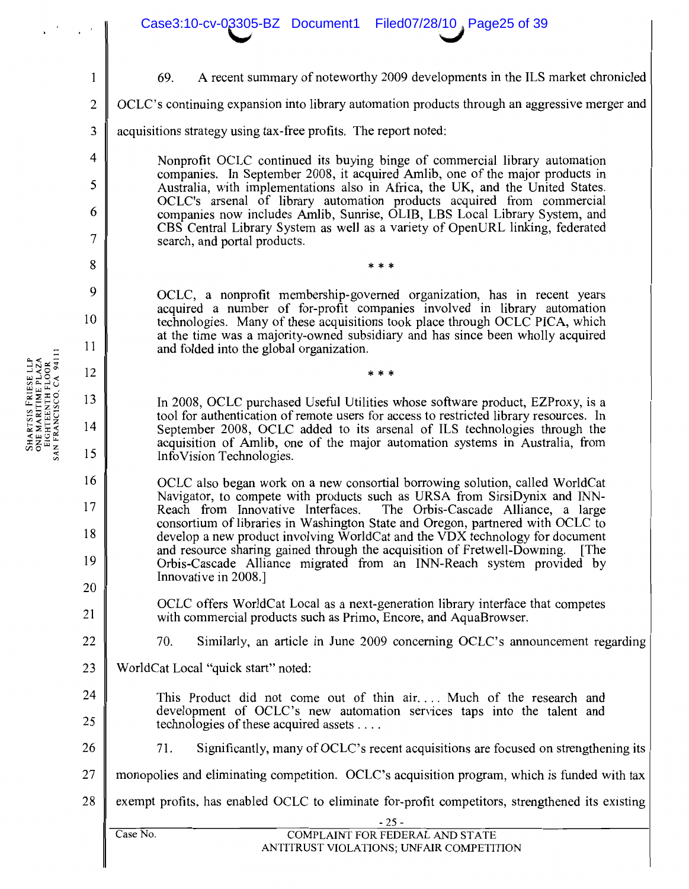69. A recent summary of noteworthy 2009 developments in the ILS market chronicled OCLC's continuing expansion into library automation products through an aggressive merger and acquisitions strategy using tax-free profits. The report noted:

> Nonprofit OCLC continued its buying binge of commercial library automation companies. In September 2008, it acquired Amlib, one of the major products in Australia, with implementations also in Africa, the UK, and the United States. OCLC's arsenal of library automation products acquired from commercial companies now includes Amlib, Sunrise, OLIB, LBS Local Library System, and CBS Central Library System as well as a variety of OpenURL linking, federated search, and portal products.
>
> \* \* \*
>
> OCLC, a nonprofit membership-governed organization, has in recent years acquired a number of for-profit companies involved in library automation technologies. Many of these acquisitions took place through OCLC PICA, which at the time was a majority-owned subsidiary and has since been wholly acquired and folded into the global organization.
>
> \* \* \*
>
> In 2008, OCLC purchased Useful Utilities whose software product, EZProxy, is a tool for authentication of remote users for access to restricted library resources. In September 2008, OCLC added to its arsenal of ILS technologies through the acquisition of Amlib, one of the major automation systems in Australia, from InfoVision Technologies.
>
> OCLC also began work on a new consortial borrowing solution, called WorldCat Navigator, to compete with products such as URSA from SirsiDynix and INN-Reach from Innovative Interfaces. The Orbis-Cascade Alliance, a large consortium of libraries in Washington State and Oregon, partnered with OCLC to develop a new product involving WorldCat and the VDX technology for document and resource sharing gained through the acquisition of Fretwell-Downing. [The Orbis-Cascade Alliance migrated from an INN-Reach system provided by Innovative in 2008.]
>
> OCLC offers WorldCat Local as a next-generation library interface that competes with commercial products such as Primo, Encore, and AquaBrowser.

70. Similarly, an article in June 2009 concerning OCLC's announcement regarding WorldCat Local "quick start" noted:

> This Product did not come out of thin air.... Much of the research and development of OCLC's new automation services taps into the talent and technologies of these acquired assets . . . .

71. Significantly, many of OCLC's recent acquisitions are focused on strengthening its monopolies and eliminating competition. OCLC's acquisition program, which is funded with tax exempt profits, has enabled OCLC to eliminate for-profit competitors, strengthened its existing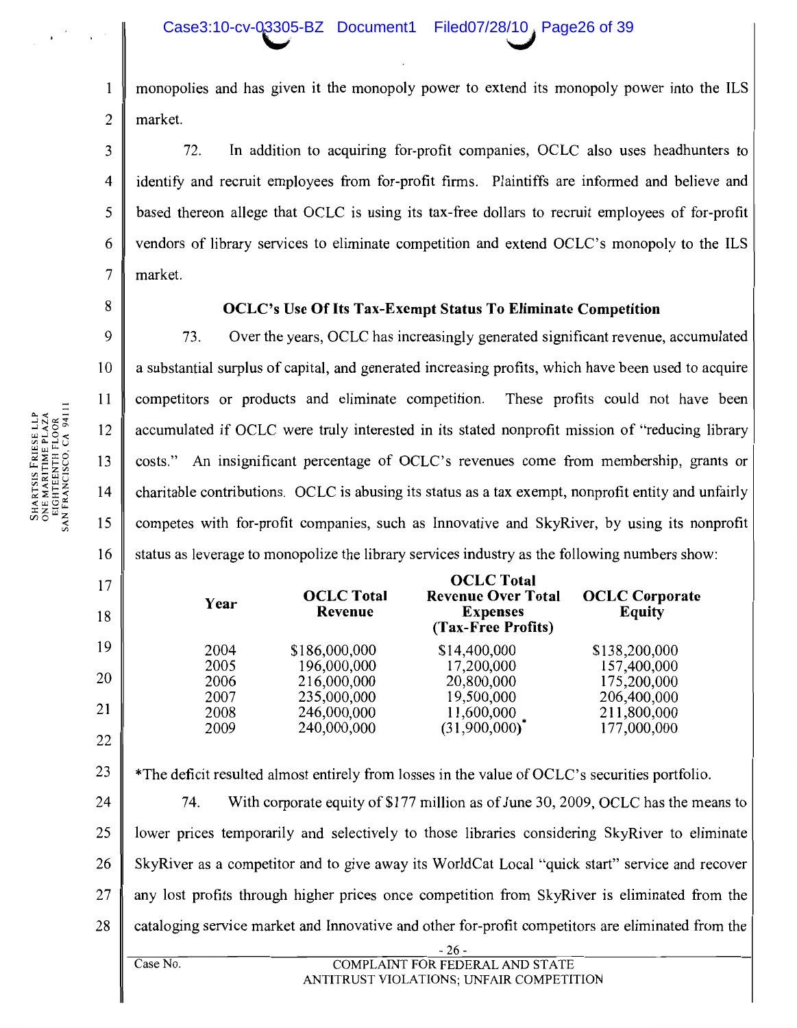monopolies and has given it the monopoly power to extend its monopoly power into the ILS market.

72. In addition to acquiring for-profit companies, OCLC also uses headhunters to identify and recruit employees from for-profit firms. Plaintiffs are informed and believe and based thereon allege that OCLC is using its tax-free dollars to recruit employees of for-profit vendors of library services to eliminate competition and extend OCLC's monopoly to the ILS market.

**OCLC's Use Of Its Tax-Exempt Status To Eliminate Competition**

73. Over the years, OCLC has increasingly generated significant revenue, accumulated a substantial surplus of capital, and generated increasing profits, which have been used to acquire competitors or products and eliminate competition. These profits could not have been accumulated if OCLC were truly interested in its stated nonprofit mission of "reducing library costs." An insignificant percentage of OCLC's revenues come from membership, grants or charitable contributions. OCLC is abusing its status as a tax exempt, nonprofit entity and unfairly competes with for-profit companies, such as Innovative and SkyRiver, by using its nonprofit status as leverage to monopolize the library services industry as the following numbers show:

| Year | OCLC Total Revenue | OCLC Total Revenue Over Total Expenses (Tax-Free Profits) | OCLC Corporate Equity |
|---|---|---|---|
| 2004 | $186,000,000 | $14,400,000 | $138,200,000 |
| 2005 | 196,000,000 | 17,200,000 | 157,400,000 |
| 2006 | 216,000,000 | 20,800,000 | 175,200,000 |
| 2007 | 235,000,000 | 19,500,000 | 206,400,000 |
| 2008 | 246,000,000 | 11,600,000 | 211,800,000 |
| 2009 | 240,000,000 | (31,900,000)* | 177,000,000 |

*The deficit resulted almost entirely from losses in the value of OCLC's securities portfolio.

74. With corporate equity of $177 million as of June 30, 2009, OCLC has the means to lower prices temporarily and selectively to those libraries considering SkyRiver to eliminate SkyRiver as a competitor and to give away its WorldCat Local "quick start" service and recover any lost profits through higher prices once competition from SkyRiver is eliminated from the cataloging service market and Innovative and other for-profit competitors are eliminated from the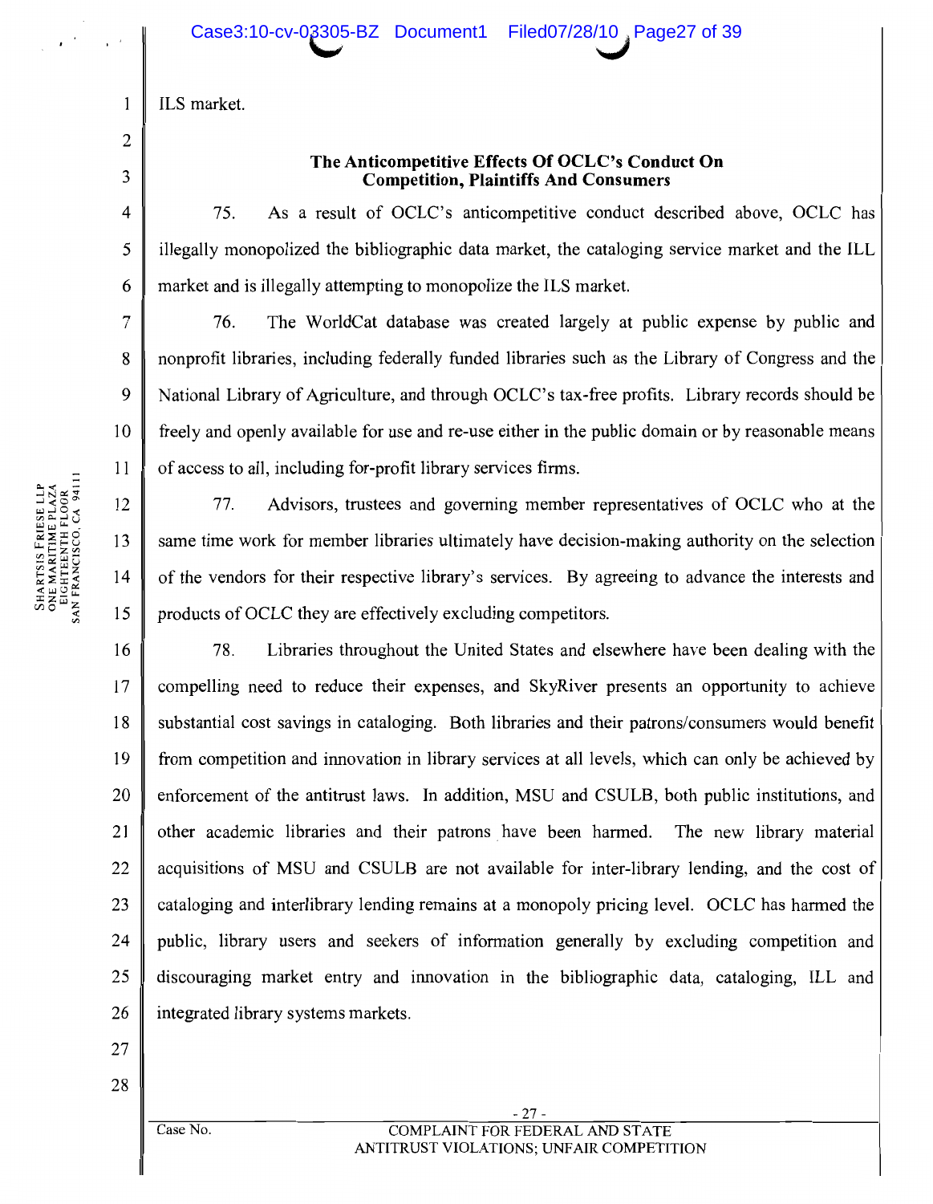ILS market.

### The Anticompetitive Effects Of OCLC's Conduct On Competition, Plaintiffs And Consumers

75. As a result of OCLC's anticompetitive conduct described above, OCLC has illegally monopolized the bibliographic data market, the cataloging service market and the ILL market and is illegally attempting to monopolize the ILS market.

76. The WorldCat database was created largely at public expense by public and nonprofit libraries, including federally funded libraries such as the Library of Congress and the National Library of Agriculture, and through OCLC's tax-free profits. Library records should be freely and openly available for use and re-use either in the public domain or by reasonable means of access to all, including for-profit library services firms.

77. Advisors, trustees and governing member representatives of OCLC who at the same time work for member libraries ultimately have decision-making authority on the selection of the vendors for their respective library's services. By agreeing to advance the interests and products of OCLC they are effectively excluding competitors.

78. Libraries throughout the United States and elsewhere have been dealing with the compelling need to reduce their expenses, and SkyRiver presents an opportunity to achieve substantial cost savings in cataloging. Both libraries and their patrons/consumers would benefit from competition and innovation in library services at all levels, which can only be achieved by enforcement of the antitrust laws. In addition, MSU and CSULB, both public institutions, and other academic libraries and their patrons have been harmed. The new library material acquisitions of MSU and CSULB are not available for inter-library lending, and the cost of cataloging and interlibrary lending remains at a monopoly pricing level. OCLC has harmed the public, library users and seekers of information generally by excluding competition and discouraging market entry and innovation in the bibliographic data, cataloging, ILL and integrated library systems markets.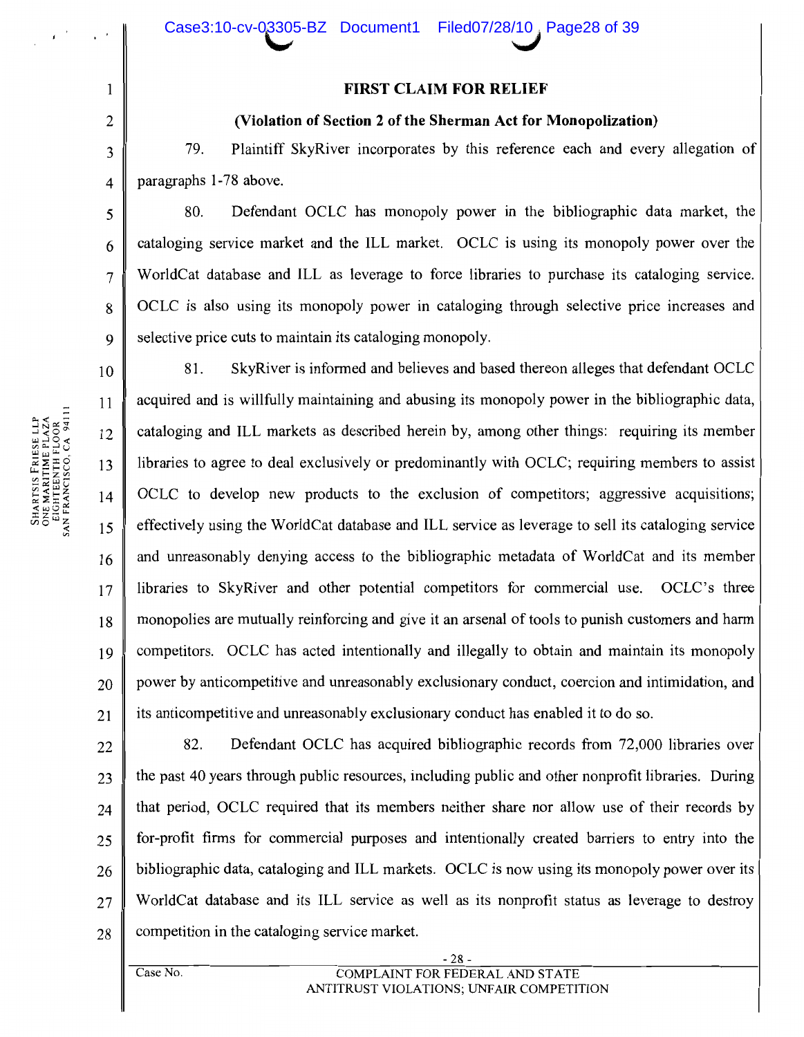## FIRST CLAIM FOR RELIEF

### (Violation of Section 2 of the Sherman Act for Monopolization)

79. Plaintiff SkyRiver incorporates by this reference each and every allegation of paragraphs 1-78 above.

80. Defendant OCLC has monopoly power in the bibliographic data market, the cataloging service market and the ILL market. OCLC is using its monopoly power over the WorldCat database and ILL as leverage to force libraries to purchase its cataloging service. OCLC is also using its monopoly power in cataloging through selective price increases and selective price cuts to maintain its cataloging monopoly.

81. SkyRiver is informed and believes and based thereon alleges that defendant OCLC acquired and is willfully maintaining and abusing its monopoly power in the bibliographic data, cataloging and ILL markets as described herein by, among other things: requiring its member libraries to agree to deal exclusively or predominantly with OCLC; requiring members to assist OCLC to develop new products to the exclusion of competitors; aggressive acquisitions; effectively using the WorldCat database and ILL service as leverage to sell its cataloging service and unreasonably denying access to the bibliographic metadata of WorldCat and its member libraries to SkyRiver and other potential competitors for commercial use. OCLC's three monopolies are mutually reinforcing and give it an arsenal of tools to punish customers and harm competitors. OCLC has acted intentionally and illegally to obtain and maintain its monopoly power by anticompetitive and unreasonably exclusionary conduct, coercion and intimidation, and its anticompetitive and unreasonably exclusionary conduct has enabled it to do so.

82. Defendant OCLC has acquired bibliographic records from 72,000 libraries over the past 40 years through public resources, including public and other nonprofit libraries. During that period, OCLC required that its members neither share nor allow use of their records by for-profit firms for commercial purposes and intentionally created barriers to entry into the bibliographic data, cataloging and ILL markets. OCLC is now using its monopoly power over its WorldCat database and its ILL service as well as its nonprofit status as leverage to destroy competition in the cataloging service market.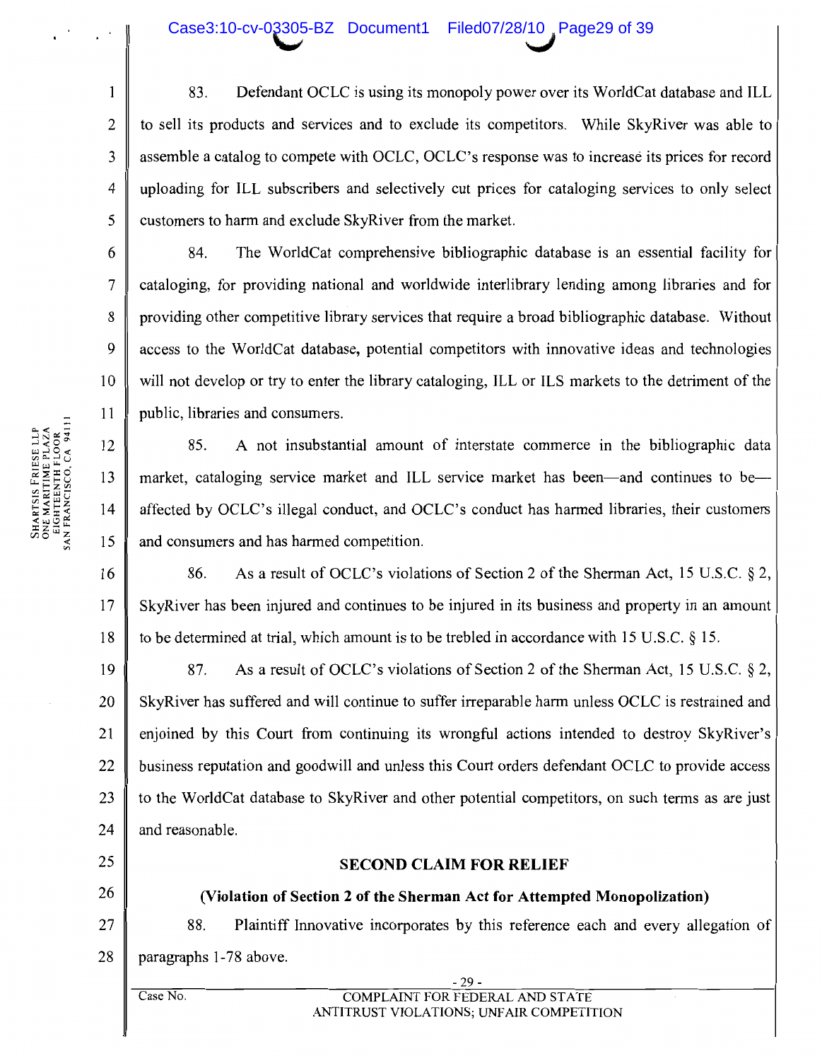83. Defendant OCLC is using its monopoly power over its WorldCat database and ILL to sell its products and services and to exclude its competitors. While SkyRiver was able to assemble a catalog to compete with OCLC, OCLC's response was to increase its prices for record uploading for ILL subscribers and selectively cut prices for cataloging services to only select customers to harm and exclude SkyRiver from the market.

84. The WorldCat comprehensive bibliographic database is an essential facility for cataloging, for providing national and worldwide interlibrary lending among libraries and for providing other competitive library services that require a broad bibliographic database. Without access to the WorldCat database, potential competitors with innovative ideas and technologies will not develop or try to enter the library cataloging, ILL or ILS markets to the detriment of the public, libraries and consumers.

85. A not insubstantial amount of interstate commerce in the bibliographic data market, cataloging service market and ILL service market has been—and continues to be—affected by OCLC's illegal conduct, and OCLC's conduct has harmed libraries, their customers and consumers and has harmed competition.

86. As a result of OCLC's violations of Section 2 of the Sherman Act, 15 U.S.C. § 2, SkyRiver has been injured and continues to be injured in its business and property in an amount to be determined at trial, which amount is to be trebled in accordance with 15 U.S.C. § 15.

87. As a result of OCLC's violations of Section 2 of the Sherman Act, 15 U.S.C. § 2, SkyRiver has suffered and will continue to suffer irreparable harm unless OCLC is restrained and enjoined by this Court from continuing its wrongful actions intended to destroy SkyRiver's business reputation and goodwill and unless this Court orders defendant OCLC to provide access to the WorldCat database to SkyRiver and other potential competitors, on such terms as are just and reasonable.

## SECOND CLAIM FOR RELIEF

### (Violation of Section 2 of the Sherman Act for Attempted Monopolization)

88. Plaintiff Innovative incorporates by this reference each and every allegation of paragraphs 1-78 above.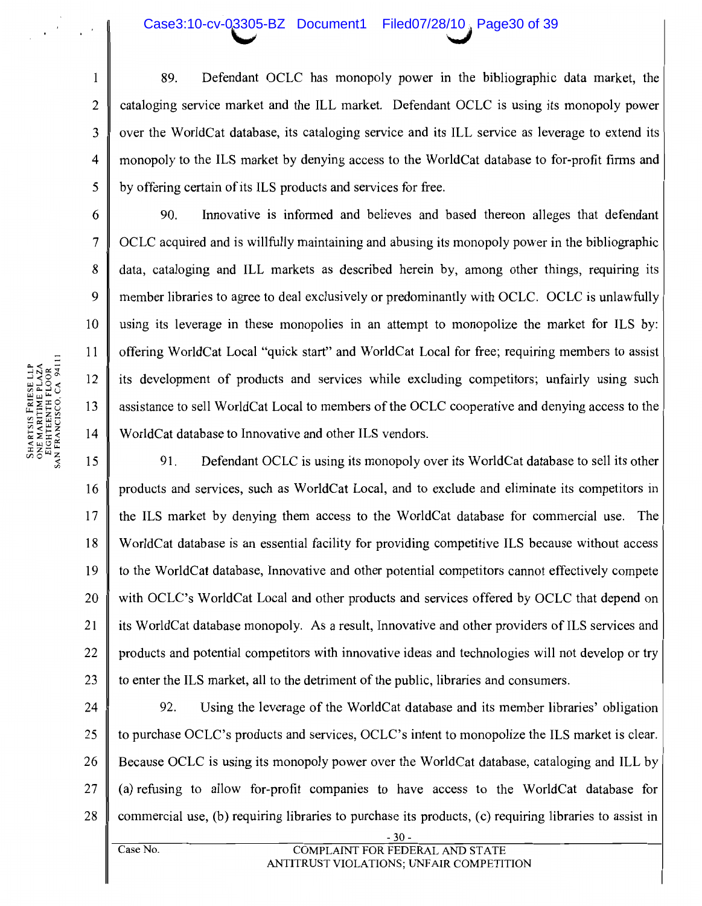89. Defendant OCLC has monopoly power in the bibliographic data market, the cataloging service market and the ILL market. Defendant OCLC is using its monopoly power over the WorldCat database, its cataloging service and its ILL service as leverage to extend its monopoly to the ILS market by denying access to the WorldCat database to for-profit firms and by offering certain of its ILS products and services for free.

90. Innovative is informed and believes and based thereon alleges that defendant OCLC acquired and is willfully maintaining and abusing its monopoly power in the bibliographic data, cataloging and ILL markets as described herein by, among other things, requiring its member libraries to agree to deal exclusively or predominantly with OCLC. OCLC is unlawfully using its leverage in these monopolies in an attempt to monopolize the market for ILS by: offering WorldCat Local "quick start" and WorldCat Local for free; requiring members to assist its development of products and services while excluding competitors; unfairly using such assistance to sell WorldCat Local to members of the OCLC cooperative and denying access to the WorldCat database to Innovative and other ILS vendors.

91. Defendant OCLC is using its monopoly over its WorldCat database to sell its other products and services, such as WorldCat Local, and to exclude and eliminate its competitors in the ILS market by denying them access to the WorldCat database for commercial use. The WorldCat database is an essential facility for providing competitive ILS because without access to the WorldCat database, Innovative and other potential competitors cannot effectively compete with OCLC's WorldCat Local and other products and services offered by OCLC that depend on its WorldCat database monopoly. As a result, Innovative and other providers of ILS services and products and potential competitors with innovative ideas and technologies will not develop or try to enter the ILS market, all to the detriment of the public, libraries and consumers.

92. Using the leverage of the WorldCat database and its member libraries' obligation to purchase OCLC's products and services, OCLC's intent to monopolize the ILS market is clear. Because OCLC is using its monopoly power over the WorldCat database, cataloging and ILL by (a) refusing to allow for-profit companies to have access to the WorldCat database for commercial use, (b) requiring libraries to purchase its products, (c) requiring libraries to assist in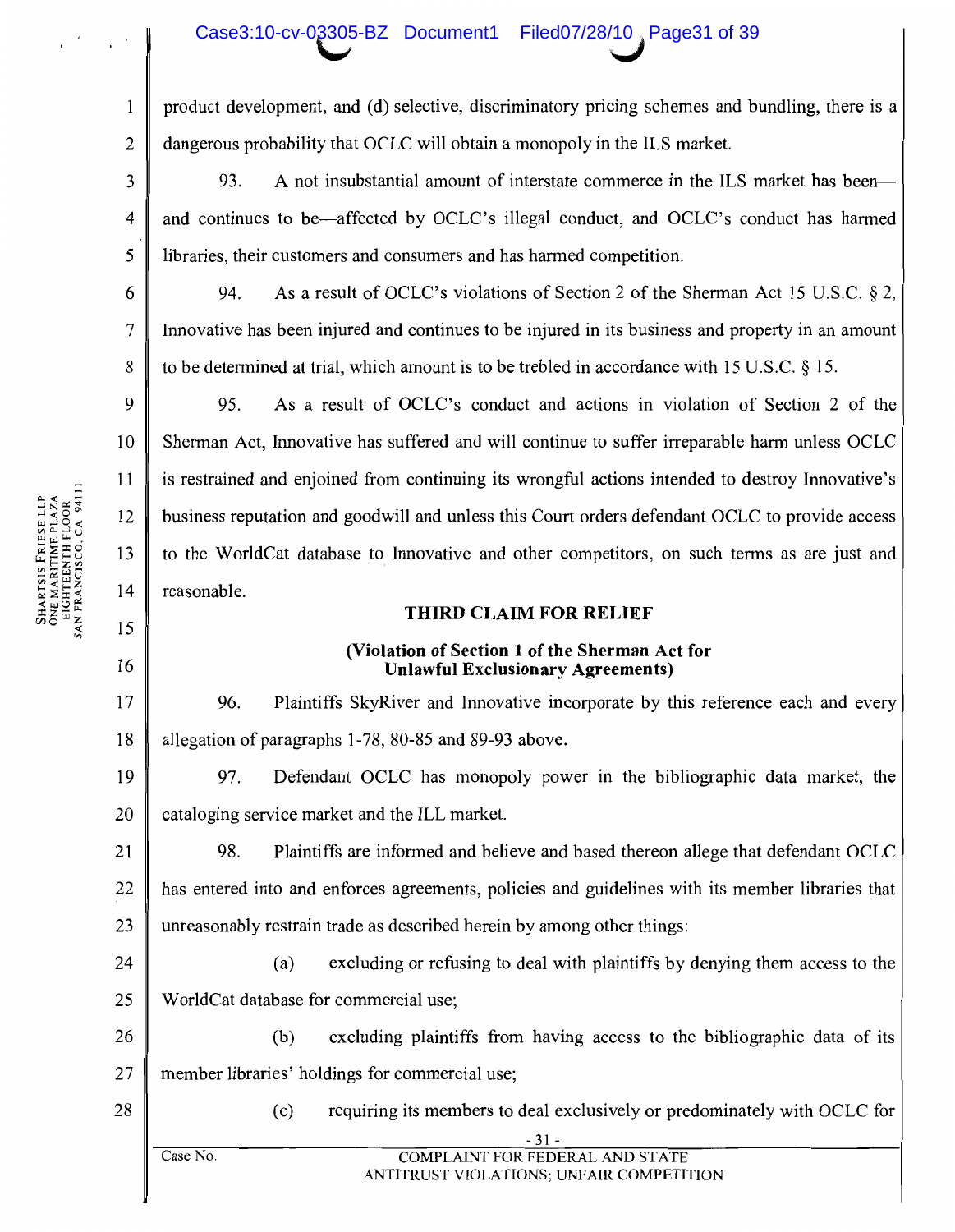product development, and (d) selective, discriminatory pricing schemes and bundling, there is a dangerous probability that OCLC will obtain a monopoly in the ILS market.

93. A not insubstantial amount of interstate commerce in the ILS market has been—and continues to be—affected by OCLC's illegal conduct, and OCLC's conduct has harmed libraries, their customers and consumers and has harmed competition.

94. As a result of OCLC's violations of Section 2 of the Sherman Act 15 U.S.C. § 2, Innovative has been injured and continues to be injured in its business and property in an amount to be determined at trial, which amount is to be trebled in accordance with 15 U.S.C. § 15.

95. As a result of OCLC's conduct and actions in violation of Section 2 of the Sherman Act, Innovative has suffered and will continue to suffer irreparable harm unless OCLC is restrained and enjoined from continuing its wrongful actions intended to destroy Innovative's business reputation and goodwill and unless this Court orders defendant OCLC to provide access to the WorldCat database to Innovative and other competitors, on such terms as are just and reasonable.

## THIRD CLAIM FOR RELIEF

### (Violation of Section 1 of the Sherman Act for Unlawful Exclusionary Agreements)

96. Plaintiffs SkyRiver and Innovative incorporate by this reference each and every allegation of paragraphs 1-78, 80-85 and 89-93 above.

97. Defendant OCLC has monopoly power in the bibliographic data market, the cataloging service market and the ILL market.

98. Plaintiffs are informed and believe and based thereon allege that defendant OCLC has entered into and enforces agreements, policies and guidelines with its member libraries that unreasonably restrain trade as described herein by among other things:

(a) excluding or refusing to deal with plaintiffs by denying them access to the WorldCat database for commercial use;

(b) excluding plaintiffs from having access to the bibliographic data of its member libraries' holdings for commercial use;

(c) requiring its members to deal exclusively or predominately with OCLC for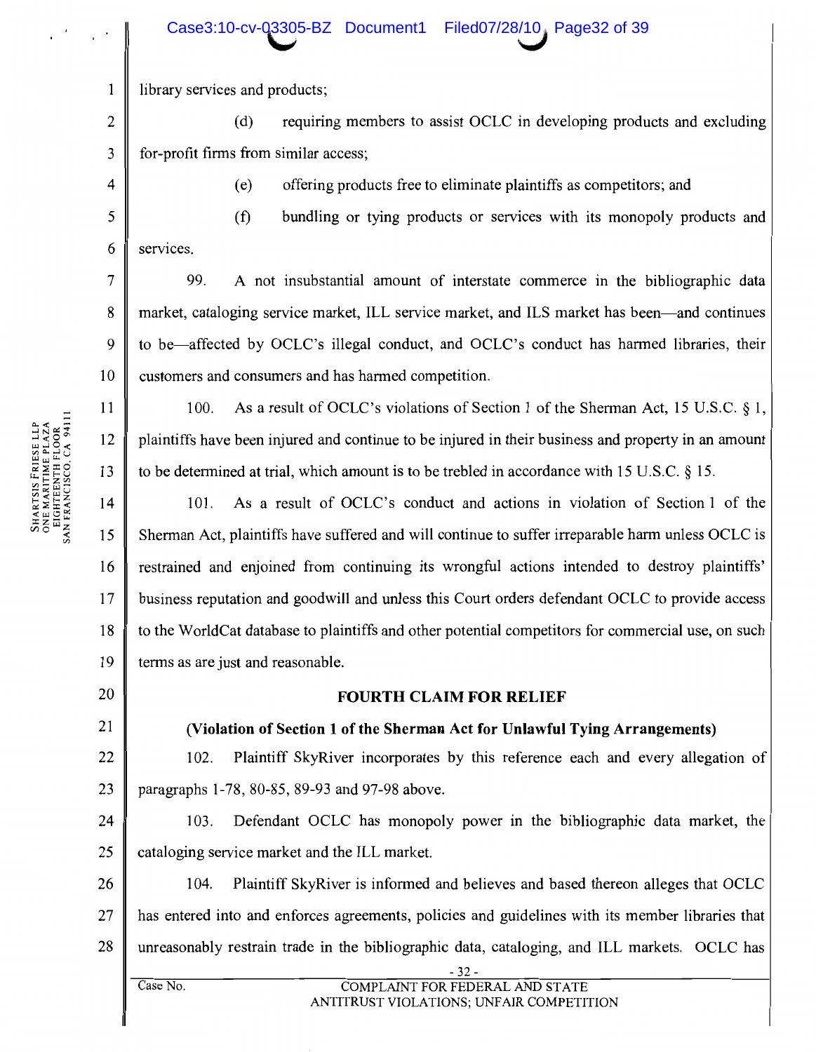library services and products;

(d) requiring members to assist OCLC in developing products and excluding for-profit firms from similar access;

(e) offering products free to eliminate plaintiffs as competitors; and

(f) bundling or tying products or services with its monopoly products and services.

99. A not insubstantial amount of interstate commerce in the bibliographic data market, cataloging service market, ILL service market, and ILS market has been—and continues to be—affected by OCLC's illegal conduct, and OCLC's conduct has harmed libraries, their customers and consumers and has harmed competition.

100. As a result of OCLC's violations of Section 1 of the Sherman Act, 15 U.S.C. § 1, plaintiffs have been injured and continue to be injured in their business and property in an amount to be determined at trial, which amount is to be trebled in accordance with 15 U.S.C. § 15.

101. As a result of OCLC's conduct and actions in violation of Section 1 of the Sherman Act, plaintiffs have suffered and will continue to suffer irreparable harm unless OCLC is restrained and enjoined from continuing its wrongful actions intended to destroy plaintiffs' business reputation and goodwill and unless this Court orders defendant OCLC to provide access to the WorldCat database to plaintiffs and other potential competitors for commercial use, on such terms as are just and reasonable.

## FOURTH CLAIM FOR RELIEF

**(Violation of Section 1 of the Sherman Act for Unlawful Tying Arrangements)**

102. Plaintiff SkyRiver incorporates by this reference each and every allegation of paragraphs 1-78, 80-85, 89-93 and 97-98 above.

103. Defendant OCLC has monopoly power in the bibliographic data market, the cataloging service market and the ILL market.

104. Plaintiff SkyRiver is informed and believes and based thereon alleges that OCLC has entered into and enforces agreements, policies and guidelines with its member libraries that unreasonably restrain trade in the bibliographic data, cataloging, and ILL markets. OCLC has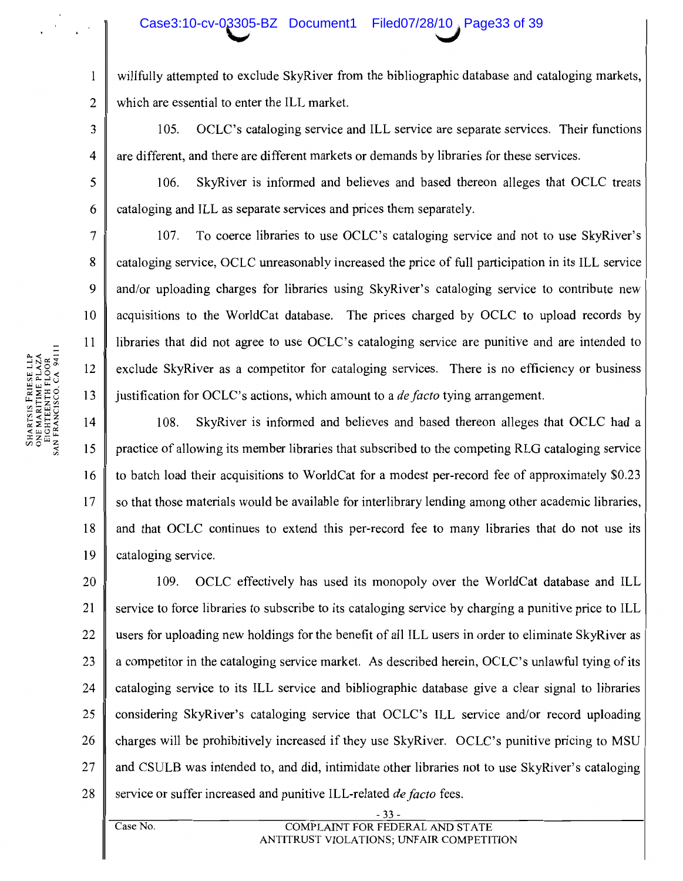willfully attempted to exclude SkyRiver from the bibliographic database and cataloging markets, which are essential to enter the ILL market.

105. OCLC's cataloging service and ILL service are separate services. Their functions are different, and there are different markets or demands by libraries for these services.

106. SkyRiver is informed and believes and based thereon alleges that OCLC treats cataloging and ILL as separate services and prices them separately.

107. To coerce libraries to use OCLC's cataloging service and not to use SkyRiver's cataloging service, OCLC unreasonably increased the price of full participation in its ILL service and/or uploading charges for libraries using SkyRiver's cataloging service to contribute new acquisitions to the WorldCat database. The prices charged by OCLC to upload records by libraries that did not agree to use OCLC's cataloging service are punitive and are intended to exclude SkyRiver as a competitor for cataloging services. There is no efficiency or business justification for OCLC's actions, which amount to a *de facto* tying arrangement.

108. SkyRiver is informed and believes and based thereon alleges that OCLC had a practice of allowing its member libraries that subscribed to the competing RLG cataloging service to batch load their acquisitions to WorldCat for a modest per-record fee of approximately $0.23 so that those materials would be available for interlibrary lending among other academic libraries, and that OCLC continues to extend this per-record fee to many libraries that do not use its cataloging service.

109. OCLC effectively has used its monopoly over the WorldCat database and ILL service to force libraries to subscribe to its cataloging service by charging a punitive price to ILL users for uploading new holdings for the benefit of all ILL users in order to eliminate SkyRiver as a competitor in the cataloging service market. As described herein, OCLC's unlawful tying of its cataloging service to its ILL service and bibliographic database give a clear signal to libraries considering SkyRiver's cataloging service that OCLC's ILL service and/or record uploading charges will be prohibitively increased if they use SkyRiver. OCLC's punitive pricing to MSU and CSULB was intended to, and did, intimidate other libraries not to use SkyRiver's cataloging service or suffer increased and punitive ILL-related *de facto* fees.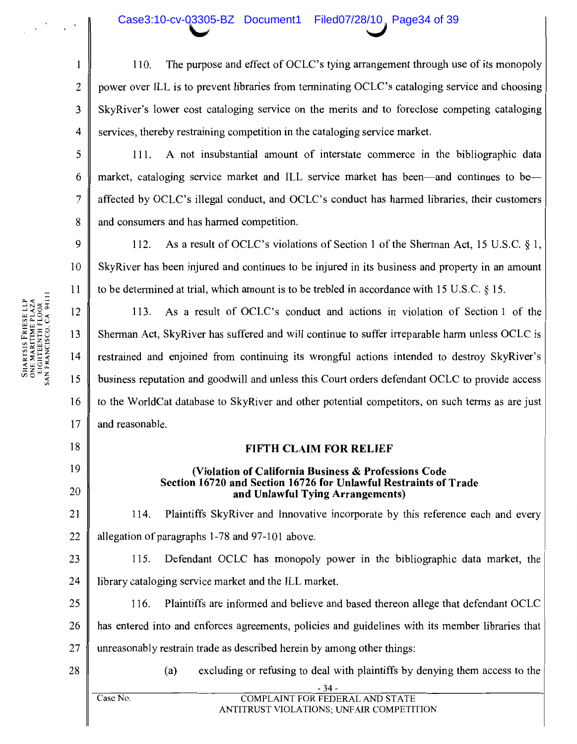110. The purpose and effect of OCLC's tying arrangement through use of its monopoly power over ILL is to prevent libraries from terminating OCLC's cataloging service and choosing SkyRiver's lower cost cataloging service on the merits and to foreclose competing cataloging services, thereby restraining competition in the cataloging service market.

111. A not insubstantial amount of interstate commerce in the bibliographic data market, cataloging service market and ILL service market has been—and continues to be—affected by OCLC's illegal conduct, and OCLC's conduct has harmed libraries, their customers and consumers and has harmed competition.

112. As a result of OCLC's violations of Section 1 of the Sherman Act, 15 U.S.C. § 1, SkyRiver has been injured and continues to be injured in its business and property in an amount to be determined at trial, which amount is to be trebled in accordance with 15 U.S.C. § 15.

113. As a result of OCLC's conduct and actions in violation of Section 1 of the Sherman Act, SkyRiver has suffered and will continue to suffer irreparable harm unless OCLC is restrained and enjoined from continuing its wrongful actions intended to destroy SkyRiver's business reputation and goodwill and unless this Court orders defendant OCLC to provide access to the WorldCat database to SkyRiver and other potential competitors, on such terms as are just and reasonable.

## FIFTH CLAIM FOR RELIEF

### (Violation of California Business & Professions Code Section 16720 and Section 16726 for Unlawful Restraints of Trade and Unlawful Tying Arrangements)

114. Plaintiffs SkyRiver and Innovative incorporate by this reference each and every allegation of paragraphs 1-78 and 97-101 above.

115. Defendant OCLC has monopoly power in the bibliographic data market, the library cataloging service market and the ILL market.

116. Plaintiffs are informed and believe and based thereon allege that defendant OCLC has entered into and enforces agreements, policies and guidelines with its member libraries that unreasonably restrain trade as described herein by among other things:

(a) excluding or refusing to deal with plaintiffs by denying them access to the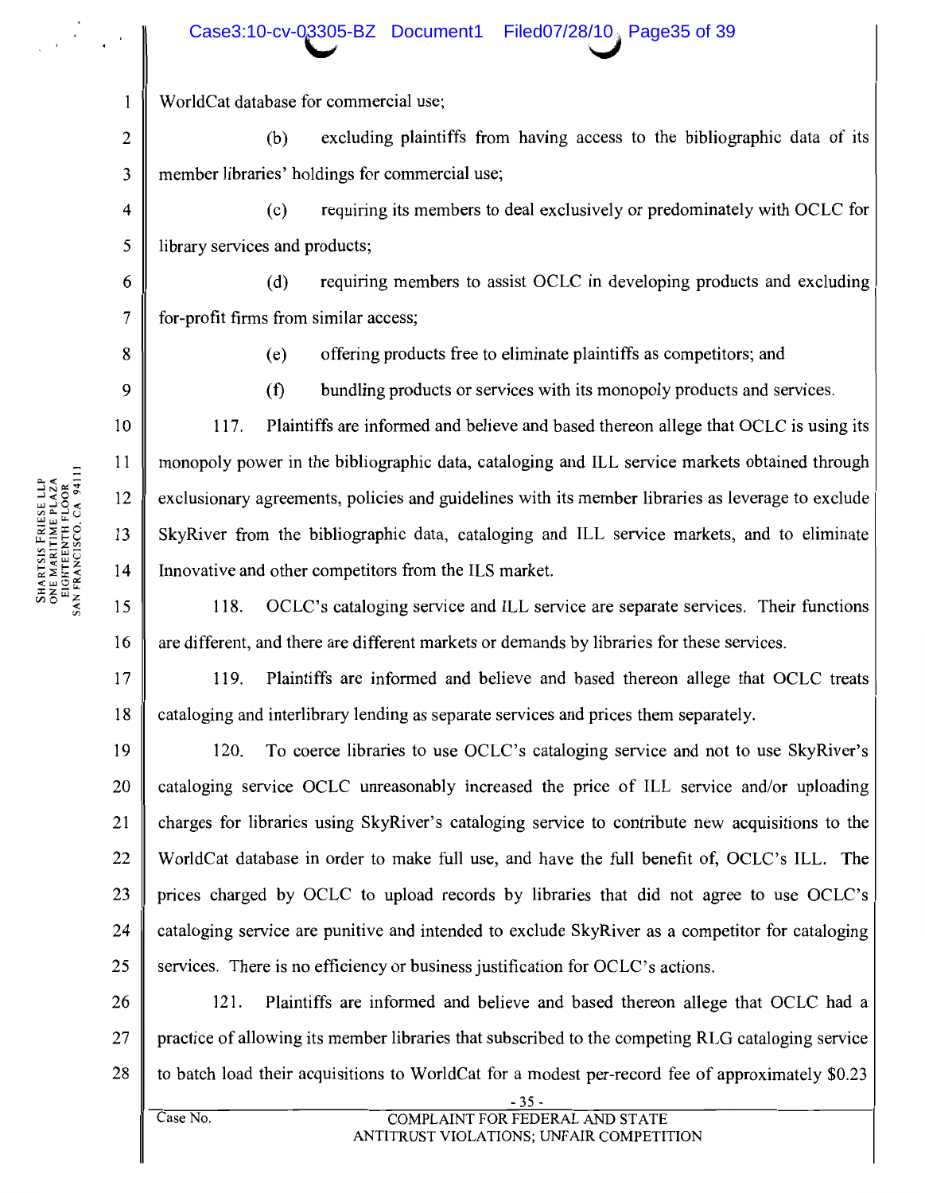WorldCat database for commercial use;

(b) excluding plaintiffs from having access to the bibliographic data of its member libraries' holdings for commercial use;

(c) requiring its members to deal exclusively or predominately with OCLC for library services and products;

(d) requiring members to assist OCLC in developing products and excluding for-profit firms from similar access;

(e) offering products free to eliminate plaintiffs as competitors; and

(f) bundling products or services with its monopoly products and services.

117. Plaintiffs are informed and believe and based thereon allege that OCLC is using its monopoly power in the bibliographic data, cataloging and ILL service markets obtained through exclusionary agreements, policies and guidelines with its member libraries as leverage to exclude SkyRiver from the bibliographic data, cataloging and ILL service markets, and to eliminate Innovative and other competitors from the ILS market.

118. OCLC's cataloging service and ILL service are separate services. Their functions are different, and there are different markets or demands by libraries for these services.

119. Plaintiffs are informed and believe and based thereon allege that OCLC treats cataloging and interlibrary lending as separate services and prices them separately.

120. To coerce libraries to use OCLC's cataloging service and not to use SkyRiver's cataloging service OCLC unreasonably increased the price of ILL service and/or uploading charges for libraries using SkyRiver's cataloging service to contribute new acquisitions to the WorldCat database in order to make full use, and have the full benefit of, OCLC's ILL. The prices charged by OCLC to upload records by libraries that did not agree to use OCLC's cataloging service are punitive and intended to exclude SkyRiver as a competitor for cataloging services. There is no efficiency or business justification for OCLC's actions.

121. Plaintiffs are informed and believe and based thereon allege that OCLC had a practice of allowing its member libraries that subscribed to the competing RLG cataloging service to batch load their acquisitions to WorldCat for a modest per-record fee of approximately $0.23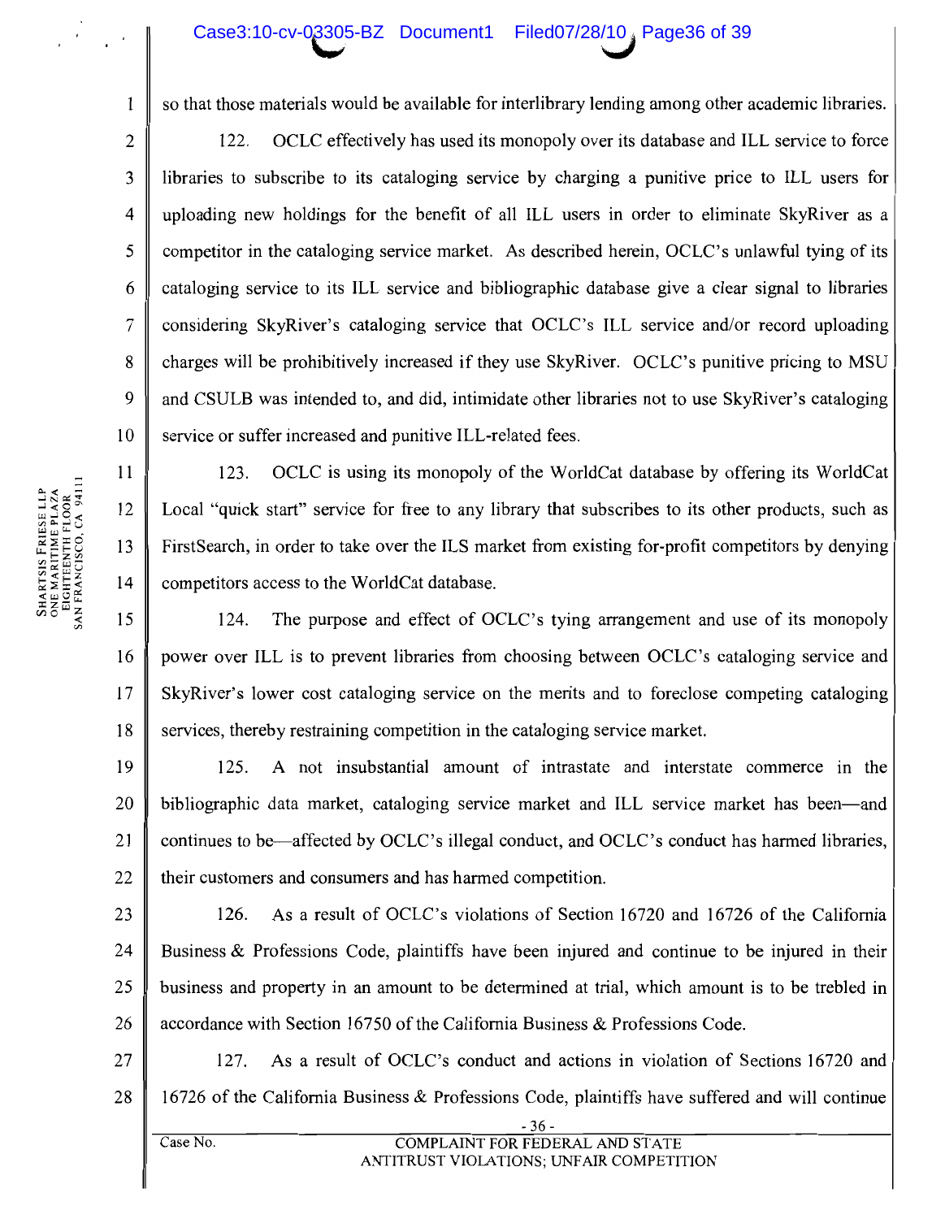so that those materials would be available for interlibrary lending among other academic libraries.

122. OCLC effectively has used its monopoly over its database and ILL service to force libraries to subscribe to its cataloging service by charging a punitive price to ILL users for uploading new holdings for the benefit of all ILL users in order to eliminate SkyRiver as a competitor in the cataloging service market. As described herein, OCLC's unlawful tying of its cataloging service to its ILL service and bibliographic database give a clear signal to libraries considering SkyRiver's cataloging service that OCLC's ILL service and/or record uploading charges will be prohibitively increased if they use SkyRiver. OCLC's punitive pricing to MSU and CSULB was intended to, and did, intimidate other libraries not to use SkyRiver's cataloging service or suffer increased and punitive ILL-related fees.

123. OCLC is using its monopoly of the WorldCat database by offering its WorldCat Local "quick start" service for free to any library that subscribes to its other products, such as FirstSearch, in order to take over the ILS market from existing for-profit competitors by denying competitors access to the WorldCat database.

124. The purpose and effect of OCLC's tying arrangement and use of its monopoly power over ILL is to prevent libraries from choosing between OCLC's cataloging service and SkyRiver's lower cost cataloging service on the merits and to foreclose competing cataloging services, thereby restraining competition in the cataloging service market.

125. A not insubstantial amount of intrastate and interstate commerce in the bibliographic data market, cataloging service market and ILL service market has been—and continues to be—affected by OCLC's illegal conduct, and OCLC's conduct has harmed libraries, their customers and consumers and has harmed competition.

126. As a result of OCLC's violations of Section 16720 and 16726 of the California Business & Professions Code, plaintiffs have been injured and continue to be injured in their business and property in an amount to be determined at trial, which amount is to be trebled in accordance with Section 16750 of the California Business & Professions Code.

127. As a result of OCLC's conduct and actions in violation of Sections 16720 and 16726 of the California Business & Professions Code, plaintiffs have suffered and will continue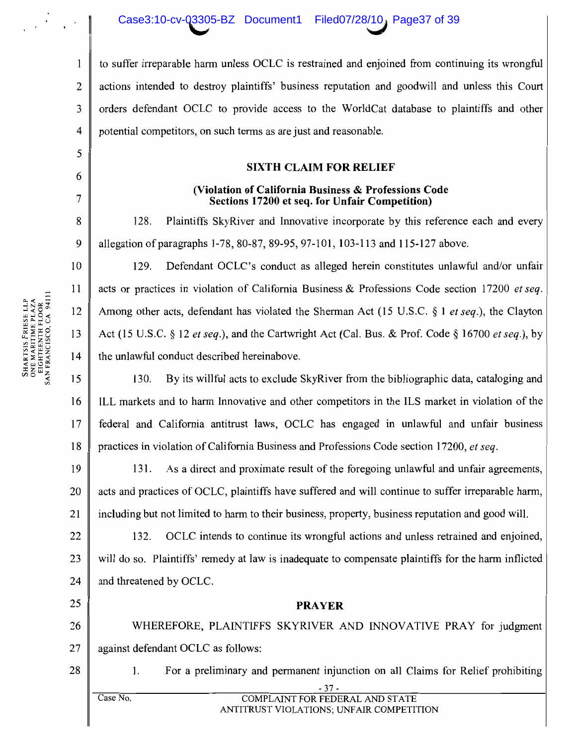to suffer irreparable harm unless OCLC is restrained and enjoined from continuing its wrongful actions intended to destroy plaintiffs' business reputation and goodwill and unless this Court orders defendant OCLC to provide access to the WorldCat database to plaintiffs and other potential competitors, on such terms as are just and reasonable.

## SIXTH CLAIM FOR RELIEF

### (Violation of California Business & Professions Code Sections 17200 et seq. for Unfair Competition)

128. Plaintiffs SkyRiver and Innovative incorporate by this reference each and every allegation of paragraphs 1-78, 80-87, 89-95, 97-101, 103-113 and 115-127 above.

129. Defendant OCLC's conduct as alleged herein constitutes unlawful and/or unfair acts or practices in violation of California Business & Professions Code section 17200 *et seq.* Among other acts, defendant has violated the Sherman Act (15 U.S.C. § 1 *et seq.*), the Clayton Act (15 U.S.C. § 12 *et seq.*), and the Cartwright Act (Cal. Bus. & Prof. Code § 16700 *et seq.*), by the unlawful conduct described hereinabove.

130. By its willful acts to exclude SkyRiver from the bibliographic data, cataloging and ILL markets and to harm Innovative and other competitors in the ILS market in violation of the federal and California antitrust laws, OCLC has engaged in unlawful and unfair business practices in violation of California Business and Professions Code section 17200, *et seq.*

131. As a direct and proximate result of the foregoing unlawful and unfair agreements, acts and practices of OCLC, plaintiffs have suffered and will continue to suffer irreparable harm, including but not limited to harm to their business, property, business reputation and good will.

132. OCLC intends to continue its wrongful actions and unless retrained and enjoined, will do so. Plaintiffs' remedy at law is inadequate to compensate plaintiffs for the harm inflicted and threatened by OCLC.

## PRAYER

WHEREFORE, PLAINTIFFS SKYRIVER AND INNOVATIVE PRAY for judgment against defendant OCLC as follows:

1. For a preliminary and permanent injunction on all Claims for Relief prohibiting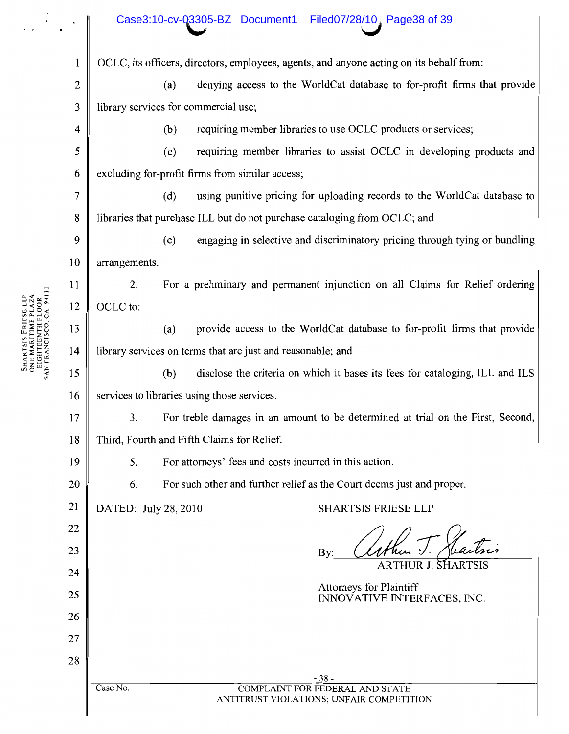OCLC, its officers, directors, employees, agents, and anyone acting on its behalf from:

(a) denying access to the WorldCat database to for-profit firms that provide library services for commercial use;

(b) requiring member libraries to use OCLC products or services;

(c) requiring member libraries to assist OCLC in developing products and excluding for-profit firms from similar access;

(d) using punitive pricing for uploading records to the WorldCat database to libraries that purchase ILL but do not purchase cataloging from OCLC; and

(e) engaging in selective and discriminatory pricing through tying or bundling arrangements.

2. For a preliminary and permanent injunction on all Claims for Relief ordering OCLC to:

(a) provide access to the WorldCat database to for-profit firms that provide library services on terms that are just and reasonable; and

(b) disclose the criteria on which it bases its fees for cataloging, ILL and ILS services to libraries using those services.

3. For treble damages in an amount to be determined at trial on the First, Second, Third, Fourth and Fifth Claims for Relief.

5. For attorneys' fees and costs incurred in this action.

6. For such other and further relief as the Court deems just and proper.

DATED: July 28, 2010

SHARTSIS FRIESE LLP

By: ARTHUR J. SHARTSIS

Attorneys for Plaintiff
INNOVATIVE INTERFACES, INC.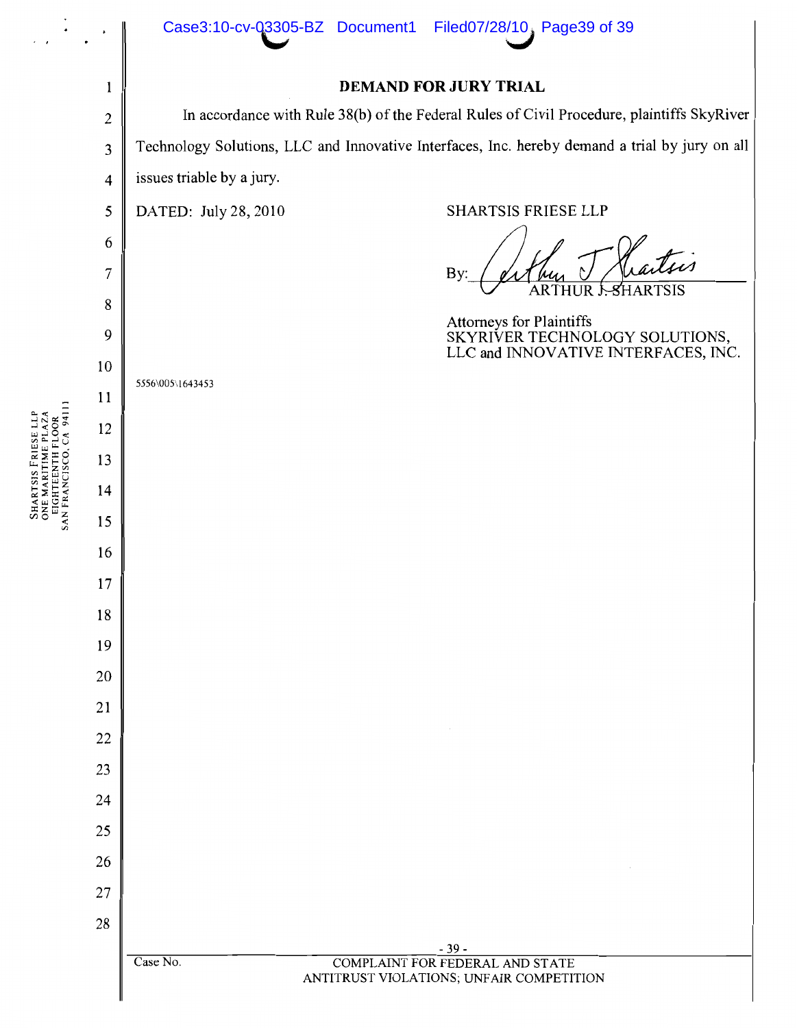## DEMAND FOR JURY TRIAL

In accordance with Rule 38(b) of the Federal Rules of Civil Procedure, plaintiffs SkyRiver Technology Solutions, LLC and Innovative Interfaces, Inc. hereby demand a trial by jury on all issues triable by a jury.

DATED: July 28, 2010

SHARTSIS FRIESE LLP

By: ARTHUR J. SHARTSIS

Attorneys for Plaintiffs
SKYRIVER TECHNOLOGY SOLUTIONS, LLC and INNOVATIVE INTERFACES, INC.

5556\005\1643453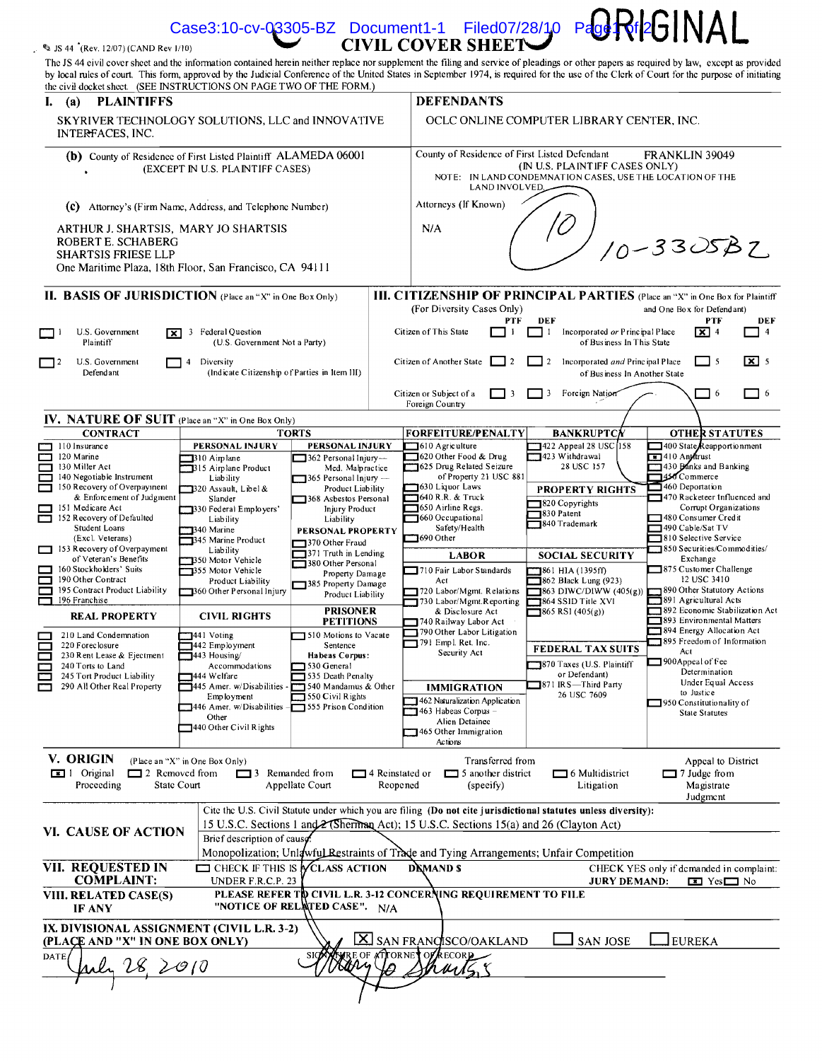Case3:10-cv-03305-BZ Document1-1 Filed07/28/10 Page1 of 2 **ORIGINAL**

JS 44 (Rev. 12/07) (CAND Rev 1/10)

# CIVIL COVER SHEET

The JS 44 civil cover sheet and the information contained herein neither replace nor supplement the filing and service of pleadings or other papers as required by law, except as provided by local rules of court. This form, approved by the Judicial Conference of the United States in September 1974, is required for the use of the Clerk of Court for the purpose of initiating the civil docket sheet. (SEE INSTRUCTIONS ON PAGE TWO OF THE FORM.)

## I. (a) PLAINTIFFS

SKYRIVER TECHNOLOGY SOLUTIONS, LLC and INNOVATIVE INTERFACES, INC.

## DEFENDANTS

OCLC ONLINE COMPUTER LIBRARY CENTER, INC.

**(b)** County of Residence of First Listed Plaintiff ALAMEDA 06001
(EXCEPT IN U.S. PLAINTIFF CASES)

County of Residence of First Listed Defendant FRANKLIN 39049
(IN U.S. PLAINTIFF CASES ONLY)
NOTE: IN LAND CONDEMNATION CASES, USE THE LOCATION OF THE LAND INVOLVED.

**(c)** Attorney's (Firm Name, Address, and Telephone Number)

ARTHUR J. SHARTSIS, MARY JO SHARTSIS
ROBERT E. SCHABERG
SHARTSIS FRIESE LLP
One Maritime Plaza, 18th Floor, San Francisco, CA 94111

Attorneys (If Known)

N/A

10-3305BZ

## II. BASIS OF JURISDICTION (Place an "X" in One Box Only)

- ☐ 1 U.S. Government Plaintiff
- ☒ 3 Federal Question (U.S. Government Not a Party)
- ☐ 2 U.S. Government Defendant
- ☐ 4 Diversity (Indicate Citizenship of Parties in Item III)

## III. CITIZENSHIP OF PRINCIPAL PARTIES (Place an "X" in One Box for Plaintiff and One Box for Defendant) (For Diversity Cases Only)

| | PTF | DEF | | PTF | DEF |
|---|---|---|---|---|---|
| Citizen of This State | ☐ 1 | ☐ 1 | Incorporated *or* Principal Place of Business In This State | ☒ 4 | ☐ 4 |
| Citizen of Another State | ☐ 2 | ☐ 2 | Incorporated *and* Principal Place of Business In Another State | ☐ 5 | ☒ 5 |
| Citizen or Subject of a Foreign Country | ☐ 3 | ☐ 3 | Foreign Nation | ☐ 6 | ☐ 6 |

## IV. NATURE OF SUIT (Place an "X" in One Box Only)

**CONTRACT**
- ☐ 110 Insurance
- ☐ 120 Marine
- ☐ 130 Miller Act
- ☐ 140 Negotiable Instrument
- ☐ 150 Recovery of Overpayment & Enforcement of Judgment
- ☐ 151 Medicare Act
- ☐ 152 Recovery of Defaulted Student Loans (Excl. Veterans)
- ☐ 153 Recovery of Overpayment of Veteran's Benefits
- ☐ 160 Stockholders' Suits
- ☐ 190 Other Contract
- ☐ 195 Contract Product Liability
- ☐ 196 Franchise

**REAL PROPERTY**
- ☐ 210 Land Condemnation
- ☐ 220 Foreclosure
- ☐ 230 Rent Lease & Ejectment
- ☐ 240 Torts to Land
- ☐ 245 Tort Product Liability
- ☐ 290 All Other Real Property

**TORTS**

PERSONAL INJURY
- ☐ 310 Airplane
- ☐ 315 Airplane Product Liability
- ☐ 320 Assault, Libel & Slander
- ☐ 330 Federal Employers' Liability
- ☐ 340 Marine
- ☐ 345 Marine Product Liability
- ☐ 350 Motor Vehicle
- ☐ 355 Motor Vehicle Product Liability
- ☐ 360 Other Personal Injury

PERSONAL INJURY
- ☐ 362 Personal Injury— Med. Malpractice
- ☐ 365 Personal Injury — Product Liability
- ☐ 368 Asbestos Personal Injury Product Liability

PERSONAL PROPERTY
- ☐ 370 Other Fraud
- ☐ 371 Truth in Lending
- ☐ 380 Other Personal Property Damage
- ☐ 385 Property Damage Product Liability

**CIVIL RIGHTS**
- ☐ 441 Voting
- ☐ 442 Employment
- ☐ 443 Housing/ Accommodations
- ☐ 444 Welfare
- ☐ 445 Amer. w/Disabilities - Employment
- ☐ 446 Amer. w/Disabilities - Other
- ☐ 440 Other Civil Rights

**PRISONER PETITIONS**
- ☐ 510 Motions to Vacate Sentence
- Habeas Corpus:
- ☐ 530 General
- ☐ 535 Death Penalty
- ☐ 540 Mandamus & Other
- ☐ 550 Civil Rights
- ☐ 555 Prison Condition

**FORFEITURE/PENALTY**
- ☐ 610 Agriculture
- ☐ 620 Other Food & Drug
- ☐ 625 Drug Related Seizure of Property 21 USC 881
- ☐ 630 Liquor Laws
- ☐ 640 R.R. & Truck
- ☐ 650 Airline Regs.
- ☐ 660 Occupational Safety/Health
- ☐ 690 Other

**LABOR**
- ☐ 710 Fair Labor Standards Act
- ☐ 720 Labor/Mgmt. Relations
- ☐ 730 Labor/Mgmt.Reporting & Disclosure Act
- ☐ 740 Railway Labor Act
- ☐ 790 Other Labor Litigation
- ☐ 791 Empl. Ret. Inc. Security Act

**IMMIGRATION**
- ☐ 462 Naturalization Application
- ☐ 463 Habeas Corpus – Alien Detainee
- ☐ 465 Other Immigration Actions

**BANKRUPTCY**
- ☐ 422 Appeal 28 USC 158
- ☐ 423 Withdrawal 28 USC 157

**PROPERTY RIGHTS**
- ☐ 820 Copyrights
- ☐ 830 Patent
- ☐ 840 Trademark

**SOCIAL SECURITY**
- ☐ 861 HIA (1395ff)
- ☐ 862 Black Lung (923)
- ☐ 863 DIWC/DIWW (405(g))
- ☐ 864 SSID Title XVI
- ☐ 865 RSI (405(g))

**FEDERAL TAX SUITS**
- ☐ 870 Taxes (U.S. Plaintiff or Defendant)
- ☐ 871 IRS—Third Party 26 USC 7609

**OTHER STATUTES**
- ☐ 400 State Reapportionment
- ☒ 410 Antitrust
- ☐ 430 Banks and Banking
- ☐ 450 Commerce
- ☐ 460 Deportation
- ☐ 470 Racketeer Influenced and Corrupt Organizations
- ☐ 480 Consumer Credit
- ☐ 490 Cable/Sat TV
- ☐ 810 Selective Service
- ☐ 850 Securities/Commodities/ Exchange
- ☐ 875 Customer Challenge 12 USC 3410
- ☐ 890 Other Statutory Actions
- ☐ 891 Agricultural Acts
- ☐ 892 Economic Stabilization Act
- ☐ 893 Environmental Matters
- ☐ 894 Energy Allocation Act
- ☐ 895 Freedom of Information Act
- ☐ 900Appeal of Fee Determination Under Equal Access to Justice
- ☐ 950 Constitutionality of State Statutes

## V. ORIGIN (Place an "X" in One Box Only)

- ☒ 1 Original Proceeding
- ☐ 2 Removed from State Court
- ☐ 3 Remanded from Appellate Court
- ☐ 4 Reinstated or Reopened
- ☐ 5 Transferred from another district (specify)
- ☐ 6 Multidistrict Litigation
- ☐ 7 Appeal to District Judge from Magistrate Judgment

## VI. CAUSE OF ACTION

Cite the U.S. Civil Statute under which you are filing **(Do not cite jurisdictional statutes unless diversity):**
15 U.S.C. Sections 1 and 2 (Sherman Act); 15 U.S.C. Sections 15(a) and 26 (Clayton Act)

Brief description of cause:
Monopolization; Unlawful Restraints of Trade and Tying Arrangements; Unfair Competition

## VII. REQUESTED IN COMPLAINT:

☐ CHECK IF THIS IS A CLASS ACTION UNDER F.R.C.P. 23

**DEMAND $**

CHECK YES only if demanded in complaint:
**JURY DEMAND:** ☒ Yes ☐ No

## VIII. RELATED CASE(S) IF ANY

**PLEASE REFER TO CIVIL L.R. 3-12 CONCERNING REQUIREMENT TO FILE "NOTICE OF RELATED CASE".** N/A

## IX. DIVISIONAL ASSIGNMENT (CIVIL L.R. 3-2) (PLACE AND "X" IN ONE BOX ONLY)

☒ SAN FRANCISCO/OAKLAND ☐ SAN JOSE ☐ EUREKA

DATE July 28, 2010

SIGNATURE OF ATTORNEY OF RECORD Mary Jo Shartsis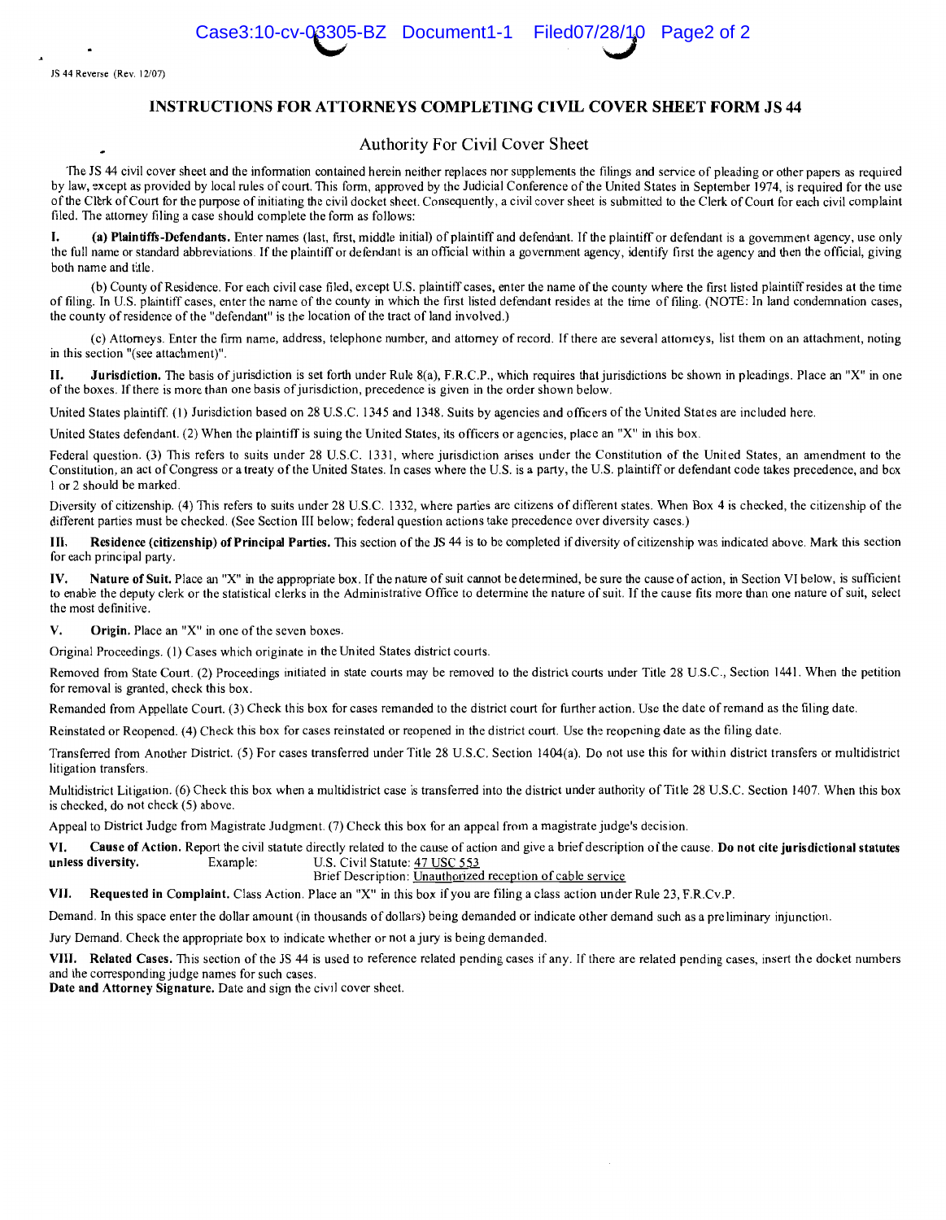JS 44 Reverse (Rev. 12/07)

# INSTRUCTIONS FOR ATTORNEYS COMPLETING CIVIL COVER SHEET FORM JS 44

## Authority For Civil Cover Sheet

The JS 44 civil cover sheet and the information contained herein neither replaces nor supplements the filings and service of pleading or other papers as required by law, except as provided by local rules of court. This form, approved by the Judicial Conference of the United States in September 1974, is required for the use of the Clerk of Court for the purpose of initiating the civil docket sheet. Consequently, a civil cover sheet is submitted to the Clerk of Court for each civil complaint filed. The attorney filing a case should complete the form as follows:

**I. (a) Plaintiffs-Defendants.** Enter names (last, first, middle initial) of plaintiff and defendant. If the plaintiff or defendant is a government agency, use only the full name or standard abbreviations. If the plaintiff or defendant is an official within a government agency, identify first the agency and then the official, giving both name and title.

(b) County of Residence. For each civil case filed, except U.S. plaintiff cases, enter the name of the county where the first listed plaintiff resides at the time of filing. In U.S. plaintiff cases, enter the name of the county in which the first listed defendant resides at the time of filing. (NOTE: In land condemnation cases, the county of residence of the "defendant" is the location of the tract of land involved.)

(c) Attorneys. Enter the firm name, address, telephone number, and attorney of record. If there are several attorneys, list them on an attachment, noting in this section "(see attachment)".

**II. Jurisdiction.** The basis of jurisdiction is set forth under Rule 8(a), F.R.C.P., which requires that jurisdictions be shown in pleadings. Place an "X" in one of the boxes. If there is more than one basis of jurisdiction, precedence is given in the order shown below.

United States plaintiff. (1) Jurisdiction based on 28 U.S.C. 1345 and 1348. Suits by agencies and officers of the United States are included here.

United States defendant. (2) When the plaintiff is suing the United States, its officers or agencies, place an "X" in this box.

Federal question. (3) This refers to suits under 28 U.S.C. 1331, where jurisdiction arises under the Constitution of the United States, an amendment to the Constitution, an act of Congress or a treaty of the United States. In cases where the U.S. is a party, the U.S. plaintiff or defendant code takes precedence, and box 1 or 2 should be marked.

Diversity of citizenship. (4) This refers to suits under 28 U.S.C. 1332, where parties are citizens of different states. When Box 4 is checked, the citizenship of the different parties must be checked. (See Section III below; federal question actions take precedence over diversity cases.)

**III. Residence (citizenship) of Principal Parties.** This section of the JS 44 is to be completed if diversity of citizenship was indicated above. Mark this section for each principal party.

**IV. Nature of Suit.** Place an "X" in the appropriate box. If the nature of suit cannot be determined, be sure the cause of action, in Section VI below, is sufficient to enable the deputy clerk or the statistical clerks in the Administrative Office to determine the nature of suit. If the cause fits more than one nature of suit, select the most definitive.

**V. Origin.** Place an "X" in one of the seven boxes.

Original Proceedings. (1) Cases which originate in the United States district courts.

Removed from State Court. (2) Proceedings initiated in state courts may be removed to the district courts under Title 28 U.S.C., Section 1441. When the petition for removal is granted, check this box.

Remanded from Appellate Court. (3) Check this box for cases remanded to the district court for further action. Use the date of remand as the filing date.

Reinstated or Reopened. (4) Check this box for cases reinstated or reopened in the district court. Use the reopening date as the filing date.

Transferred from Another District. (5) For cases transferred under Title 28 U.S.C. Section 1404(a). Do not use this for within district transfers or multidistrict litigation transfers.

Multidistrict Litigation. (6) Check this box when a multidistrict case is transferred into the district under authority of Title 28 U.S.C. Section 1407. When this box is checked, do not check (5) above.

Appeal to District Judge from Magistrate Judgment. (7) Check this box for an appeal from a magistrate judge's decision.

**VI. Cause of Action.** Report the civil statute directly related to the cause of action and give a brief description of the cause. **Do not cite jurisdictional statutes unless diversity.** Example: U.S. Civil Statute: 47 USC 553
Brief Description: Unauthorized reception of cable service

**VII. Requested in Complaint.** Class Action. Place an "X" in this box if you are filing a class action under Rule 23, F.R.Cv.P.

Demand. In this space enter the dollar amount (in thousands of dollars) being demanded or indicate other demand such as a preliminary injunction.

Jury Demand. Check the appropriate box to indicate whether or not a jury is being demanded.

**VIII. Related Cases.** This section of the JS 44 is used to reference related pending cases if any. If there are related pending cases, insert the docket numbers and the corresponding judge names for such cases.

**Date and Attorney Signature.** Date and sign the civil cover sheet.